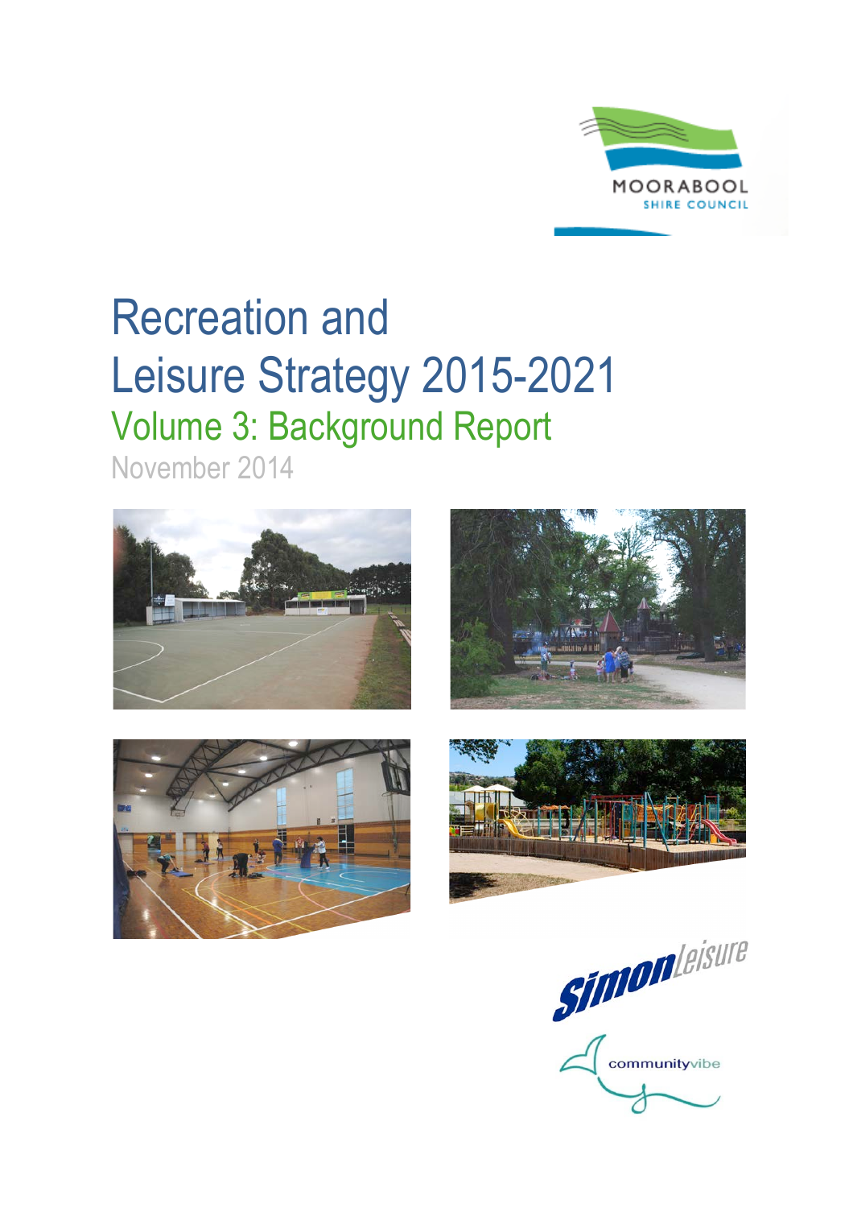MOORABOOL SHIRE COUNCIL

# Recreation and Leisure Strategy 2015-2021

## Volume 3: Background Report

November 2014

Simon Leisure

communityvibe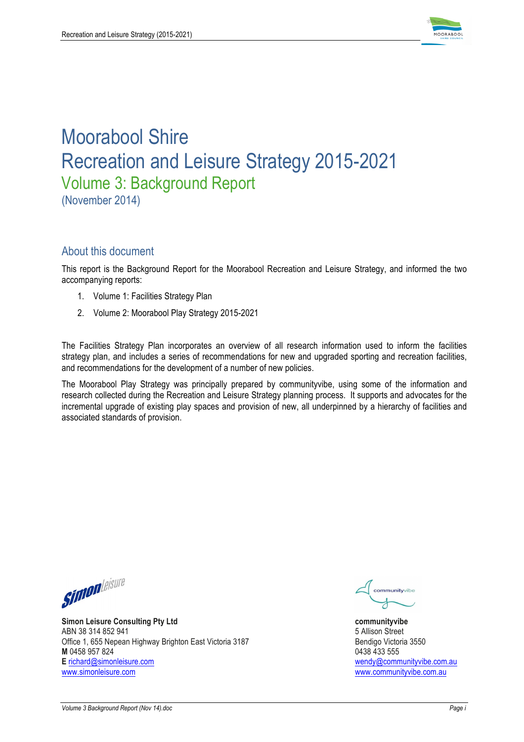# Moorabool Shire
# Recreation and Leisure Strategy 2015-2021
## Volume 3: Background Report
(November 2014)

## About this document

This report is the Background Report for the Moorabool Recreation and Leisure Strategy, and informed the two accompanying reports:

1. Volume 1: Facilities Strategy Plan
2. Volume 2: Moorabool Play Strategy 2015-2021

The Facilities Strategy Plan incorporates an overview of all research information used to inform the facilities strategy plan, and includes a series of recommendations for new and upgraded sporting and recreation facilities, and recommendations for the development of a number of new policies.

The Moorabool Play Strategy was principally prepared by communityvibe, using some of the information and research collected during the Recreation and Leisure Strategy planning process. It supports and advocates for the incremental upgrade of existing play spaces and provision of new, all underpinned by a hierarchy of facilities and associated standards of provision.

**Simon Leisure Consulting Pty Ltd**
ABN 38 314 852 941
Office 1, 655 Nepean Highway Brighton East Victoria 3187
**M** 0458 957 824
**E** richard@simonleisure.com
www.simonleisure.com

**communityvibe**
5 Allison Street
Bendigo Victoria 3550
0438 433 555
wendy@communityvibe.com.au
www.communityvibe.com.au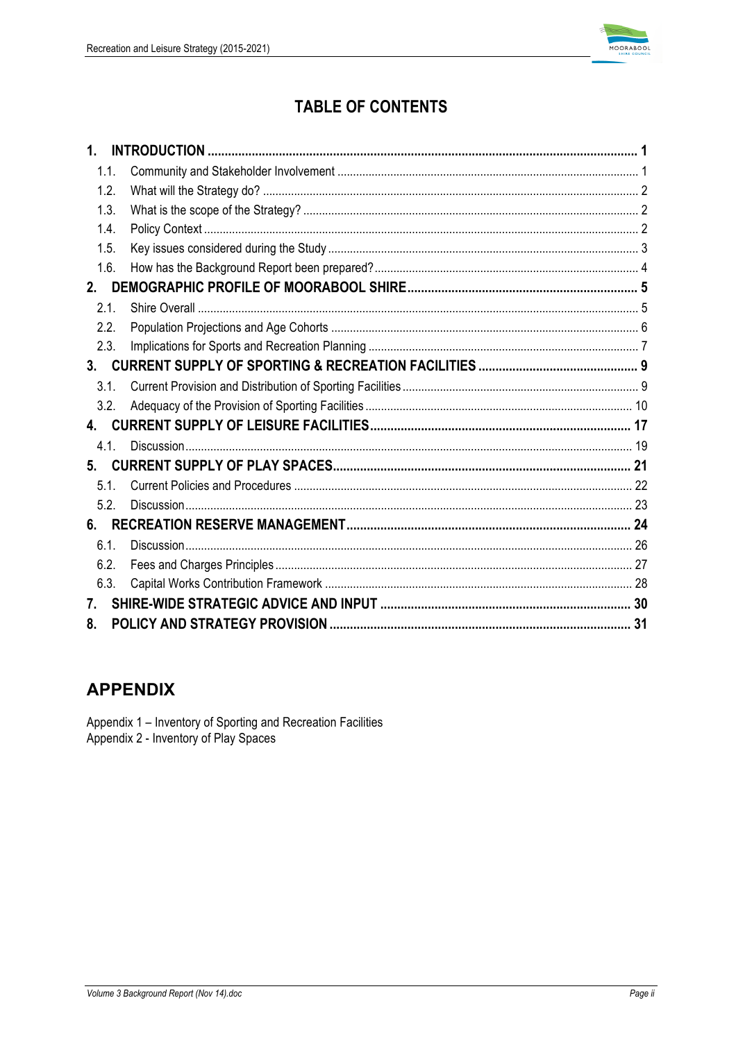# TABLE OF CONTENTS

| | | |
|---|---|---|
| **1.** | **INTRODUCTION** | **1** |
| 1.1. | Community and Stakeholder Involvement | 1 |
| 1.2. | What will the Strategy do? | 2 |
| 1.3. | What is the scope of the Strategy? | 2 |
| 1.4. | Policy Context | 2 |
| 1.5. | Key issues considered during the Study | 3 |
| 1.6. | How has the Background Report been prepared? | 4 |
| **2.** | **DEMOGRAPHIC PROFILE OF MOORABOOL SHIRE** | **5** |
| 2.1. | Shire Overall | 5 |
| 2.2. | Population Projections and Age Cohorts | 6 |
| 2.3. | Implications for Sports and Recreation Planning | 7 |
| **3.** | **CURRENT SUPPLY OF SPORTING & RECREATION FACILITIES** | **9** |
| 3.1. | Current Provision and Distribution of Sporting Facilities | 9 |
| 3.2. | Adequacy of the Provision of Sporting Facilities | 10 |
| **4.** | **CURRENT SUPPLY OF LEISURE FACILITIES** | **17** |
| 4.1. | Discussion | 19 |
| **5.** | **CURRENT SUPPLY OF PLAY SPACES** | **21** |
| 5.1. | Current Policies and Procedures | 22 |
| 5.2. | Discussion | 23 |
| **6.** | **RECREATION RESERVE MANAGEMENT** | **24** |
| 6.1. | Discussion | 26 |
| 6.2. | Fees and Charges Principles | 27 |
| 6.3. | Capital Works Contribution Framework | 28 |
| **7.** | **SHIRE-WIDE STRATEGIC ADVICE AND INPUT** | **30** |
| **8.** | **POLICY AND STRATEGY PROVISION** | **31** |

## APPENDIX

Appendix 1 – Inventory of Sporting and Recreation Facilities
Appendix 2 - Inventory of Play Spaces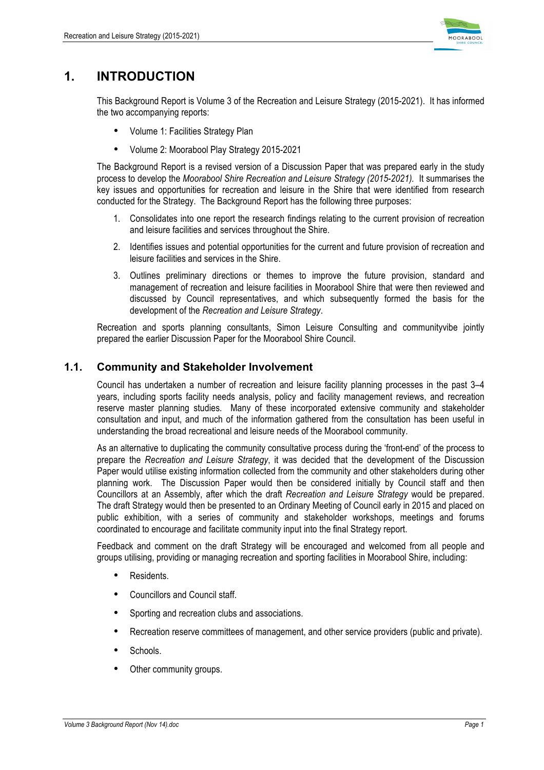# 1. INTRODUCTION

This Background Report is Volume 3 of the Recreation and Leisure Strategy (2015-2021). It has informed the two accompanying reports:

- Volume 1: Facilities Strategy Plan
- Volume 2: Moorabool Play Strategy 2015-2021

The Background Report is a revised version of a Discussion Paper that was prepared early in the study process to develop the *Moorabool Shire Recreation and Leisure Strategy (2015-2021).* It summarises the key issues and opportunities for recreation and leisure in the Shire that were identified from research conducted for the Strategy. The Background Report has the following three purposes:

1. Consolidates into one report the research findings relating to the current provision of recreation and leisure facilities and services throughout the Shire.
2. Identifies issues and potential opportunities for the current and future provision of recreation and leisure facilities and services in the Shire.
3. Outlines preliminary directions or themes to improve the future provision, standard and management of recreation and leisure facilities in Moorabool Shire that were then reviewed and discussed by Council representatives, and which subsequently formed the basis for the development of the *Recreation and Leisure Strategy*.

Recreation and sports planning consultants, Simon Leisure Consulting and communityvibe jointly prepared the earlier Discussion Paper for the Moorabool Shire Council.

## 1.1. Community and Stakeholder Involvement

Council has undertaken a number of recreation and leisure facility planning processes in the past 3–4 years, including sports facility needs analysis, policy and facility management reviews, and recreation reserve master planning studies. Many of these incorporated extensive community and stakeholder consultation and input, and much of the information gathered from the consultation has been useful in understanding the broad recreational and leisure needs of the Moorabool community.

As an alternative to duplicating the community consultative process during the 'front-end' of the process to prepare the *Recreation and Leisure Strategy*, it was decided that the development of the Discussion Paper would utilise existing information collected from the community and other stakeholders during other planning work. The Discussion Paper would then be considered initially by Council staff and then Councillors at an Assembly, after which the draft *Recreation and Leisure Strategy* would be prepared. The draft Strategy would then be presented to an Ordinary Meeting of Council early in 2015 and placed on public exhibition, with a series of community and stakeholder workshops, meetings and forums coordinated to encourage and facilitate community input into the final Strategy report.

Feedback and comment on the draft Strategy will be encouraged and welcomed from all people and groups utilising, providing or managing recreation and sporting facilities in Moorabool Shire, including:

- Residents.
- Councillors and Council staff.
- Sporting and recreation clubs and associations.
- Recreation reserve committees of management, and other service providers (public and private).
- Schools.
- Other community groups.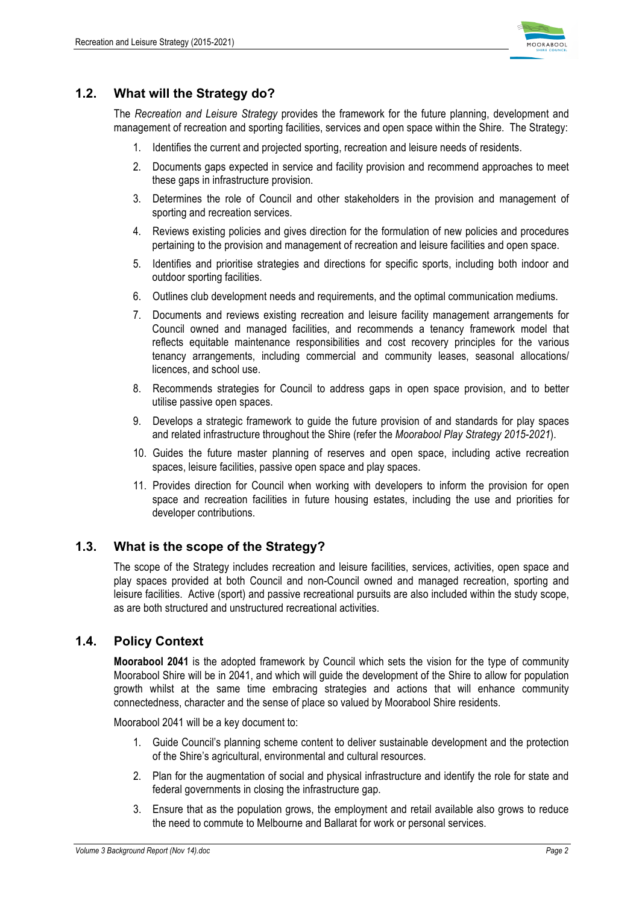## 1.2. What will the Strategy do?

The *Recreation and Leisure Strategy* provides the framework for the future planning, development and management of recreation and sporting facilities, services and open space within the Shire. The Strategy:

1. Identifies the current and projected sporting, recreation and leisure needs of residents.
2. Documents gaps expected in service and facility provision and recommend approaches to meet these gaps in infrastructure provision.
3. Determines the role of Council and other stakeholders in the provision and management of sporting and recreation services.
4. Reviews existing policies and gives direction for the formulation of new policies and procedures pertaining to the provision and management of recreation and leisure facilities and open space.
5. Identifies and prioritise strategies and directions for specific sports, including both indoor and outdoor sporting facilities.
6. Outlines club development needs and requirements, and the optimal communication mediums.
7. Documents and reviews existing recreation and leisure facility management arrangements for Council owned and managed facilities, and recommends a tenancy framework model that reflects equitable maintenance responsibilities and cost recovery principles for the various tenancy arrangements, including commercial and community leases, seasonal allocations/ licences, and school use.
8. Recommends strategies for Council to address gaps in open space provision, and to better utilise passive open spaces.
9. Develops a strategic framework to guide the future provision of and standards for play spaces and related infrastructure throughout the Shire (refer the *Moorabool Play Strategy 2015-2021*).
10. Guides the future master planning of reserves and open space, including active recreation spaces, leisure facilities, passive open space and play spaces.
11. Provides direction for Council when working with developers to inform the provision for open space and recreation facilities in future housing estates, including the use and priorities for developer contributions.

## 1.3. What is the scope of the Strategy?

The scope of the Strategy includes recreation and leisure facilities, services, activities, open space and play spaces provided at both Council and non-Council owned and managed recreation, sporting and leisure facilities. Active (sport) and passive recreational pursuits are also included within the study scope, as are both structured and unstructured recreational activities.

## 1.4. Policy Context

**Moorabool 2041** is the adopted framework by Council which sets the vision for the type of community Moorabool Shire will be in 2041, and which will guide the development of the Shire to allow for population growth whilst at the same time embracing strategies and actions that will enhance community connectedness, character and the sense of place so valued by Moorabool Shire residents.

Moorabool 2041 will be a key document to:

1. Guide Council's planning scheme content to deliver sustainable development and the protection of the Shire's agricultural, environmental and cultural resources.
2. Plan for the augmentation of social and physical infrastructure and identify the role for state and federal governments in closing the infrastructure gap.
3. Ensure that as the population grows, the employment and retail available also grows to reduce the need to commute to Melbourne and Ballarat for work or personal services.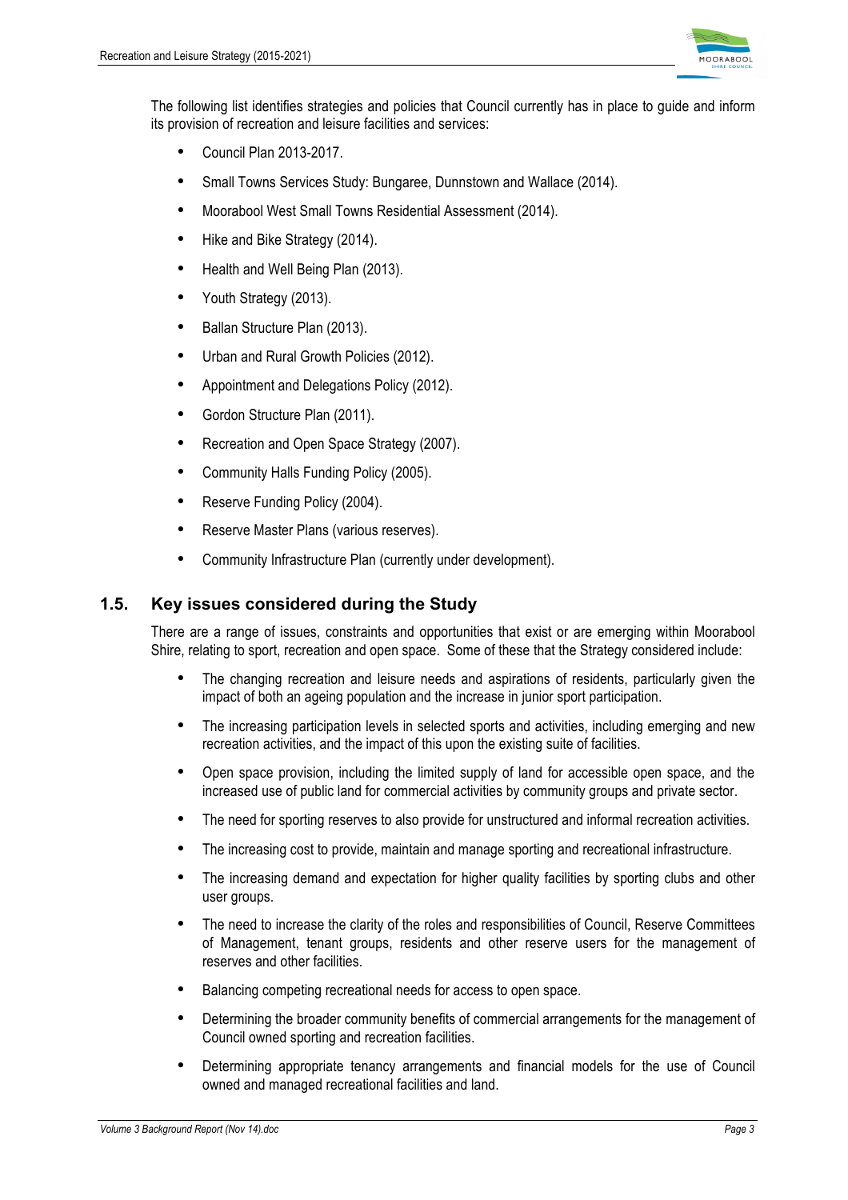The following list identifies strategies and policies that Council currently has in place to guide and inform its provision of recreation and leisure facilities and services:

- Council Plan 2013-2017.
- Small Towns Services Study: Bungaree, Dunnstown and Wallace (2014).
- Moorabool West Small Towns Residential Assessment (2014).
- Hike and Bike Strategy (2014).
- Health and Well Being Plan (2013).
- Youth Strategy (2013).
- Ballan Structure Plan (2013).
- Urban and Rural Growth Policies (2012).
- Appointment and Delegations Policy (2012).
- Gordon Structure Plan (2011).
- Recreation and Open Space Strategy (2007).
- Community Halls Funding Policy (2005).
- Reserve Funding Policy (2004).
- Reserve Master Plans (various reserves).
- Community Infrastructure Plan (currently under development).

## 1.5. Key issues considered during the Study

There are a range of issues, constraints and opportunities that exist or are emerging within Moorabool Shire, relating to sport, recreation and open space. Some of these that the Strategy considered include:

- The changing recreation and leisure needs and aspirations of residents, particularly given the impact of both an ageing population and the increase in junior sport participation.
- The increasing participation levels in selected sports and activities, including emerging and new recreation activities, and the impact of this upon the existing suite of facilities.
- Open space provision, including the limited supply of land for accessible open space, and the increased use of public land for commercial activities by community groups and private sector.
- The need for sporting reserves to also provide for unstructured and informal recreation activities.
- The increasing cost to provide, maintain and manage sporting and recreational infrastructure.
- The increasing demand and expectation for higher quality facilities by sporting clubs and other user groups.
- The need to increase the clarity of the roles and responsibilities of Council, Reserve Committees of Management, tenant groups, residents and other reserve users for the management of reserves and other facilities.
- Balancing competing recreational needs for access to open space.
- Determining the broader community benefits of commercial arrangements for the management of Council owned sporting and recreation facilities.
- Determining appropriate tenancy arrangements and financial models for the use of Council owned and managed recreational facilities and land.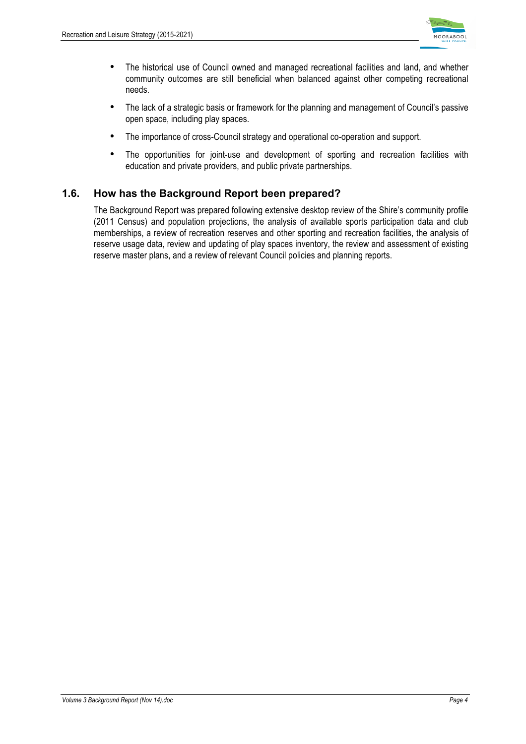- The historical use of Council owned and managed recreational facilities and land, and whether community outcomes are still beneficial when balanced against other competing recreational needs.
- The lack of a strategic basis or framework for the planning and management of Council's passive open space, including play spaces.
- The importance of cross-Council strategy and operational co-operation and support.
- The opportunities for joint-use and development of sporting and recreation facilities with education and private providers, and public private partnerships.

## 1.6. How has the Background Report been prepared?

The Background Report was prepared following extensive desktop review of the Shire's community profile (2011 Census) and population projections, the analysis of available sports participation data and club memberships, a review of recreation reserves and other sporting and recreation facilities, the analysis of reserve usage data, review and updating of play spaces inventory, the review and assessment of existing reserve master plans, and a review of relevant Council policies and planning reports.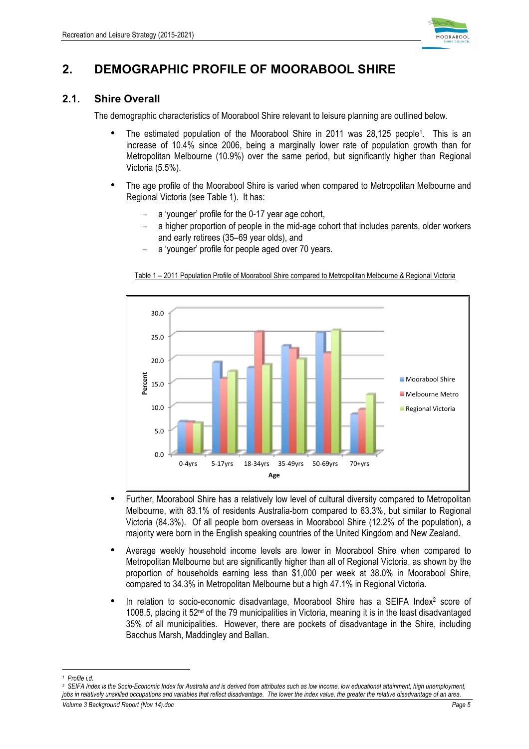## 2. DEMOGRAPHIC PROFILE OF MOORABOOL SHIRE

### 2.1. Shire Overall

The demographic characteristics of Moorabool Shire relevant to leisure planning are outlined below.

- The estimated population of the Moorabool Shire in 2011 was 28,125 people[1]. This is an increase of 10.4% since 2006, being a marginally lower rate of population growth than for Metropolitan Melbourne (10.9%) over the same period, but significantly higher than Regional Victoria (5.5%).
- The age profile of the Moorabool Shire is varied when compared to Metropolitan Melbourne and Regional Victoria (see Table 1). It has:
  - a 'younger' profile for the 0-17 year age cohort,
  - a higher proportion of people in the mid-age cohort that includes parents, older workers and early retirees (35–69 year olds), and
  - a 'younger' profile for people aged over 70 years.

Table 1 – 2011 Population Profile of Moorabool Shire compared to Metropolitan Melbourne & Regional Victoria

Percent
30.0
25.0
20.0
15.0
10.0
5.0
0.0
0-4yrs
5-17yrs
18-34yrs
35-49yrs
50-69yrs
70+yrs
Age
Moorabool Shire
Melbourne Metro
Regional Victoria

- Further, Moorabool Shire has a relatively low level of cultural diversity compared to Metropolitan Melbourne, with 83.1% of residents Australia-born compared to 63.3%, but similar to Regional Victoria (84.3%). Of all people born overseas in Moorabool Shire (12.2% of the population), a majority were born in the English speaking countries of the United Kingdom and New Zealand.
- Average weekly household income levels are lower in Moorabool Shire when compared to Metropolitan Melbourne but are significantly higher than all of Regional Victoria, as shown by the proportion of households earning less than $1,000 per week at 38.0% in Moorabool Shire, compared to 34.3% in Metropolitan Melbourne but a high 47.1% in Regional Victoria.
- In relation to socio-economic disadvantage, Moorabool Shire has a SEIFA Index[2] score of 1008.5, placing it 52nd of the 79 municipalities in Victoria, meaning it is in the least disadvantaged 35% of all municipalities. However, there are pockets of disadvantage in the Shire, including Bacchus Marsh, Maddingley and Ballan.

---

[1] *Profile i.d.*

[2] *SEIFA Index is the Socio-Economic Index for Australia and is derived from attributes such as low income, low educational attainment, high unemployment, jobs in relatively unskilled occupations and variables that reflect disadvantage. The lower the index value, the greater the relative disadvantage of an area.*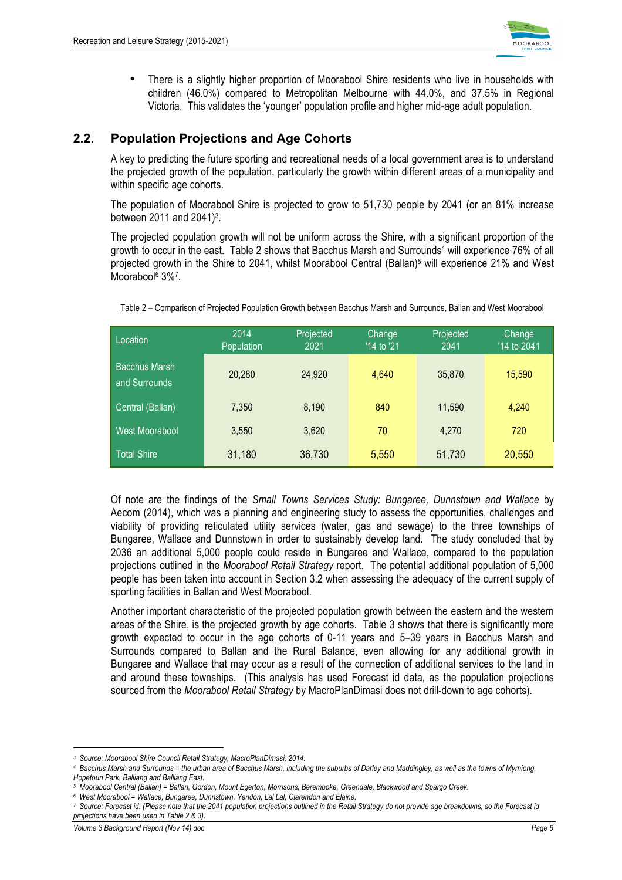- There is a slightly higher proportion of Moorabool Shire residents who live in households with children (46.0%) compared to Metropolitan Melbourne with 44.0%, and 37.5% in Regional Victoria. This validates the 'younger' population profile and higher mid-age adult population.

## 2.2. Population Projections and Age Cohorts

A key to predicting the future sporting and recreational needs of a local government area is to understand the projected growth of the population, particularly the growth within different areas of a municipality and within specific age cohorts.

The population of Moorabool Shire is projected to grow to 51,730 people by 2041 (or an 81% increase between 2011 and 2041)[3].

The projected population growth will not be uniform across the Shire, with a significant proportion of the growth to occur in the east. Table 2 shows that Bacchus Marsh and Surrounds[4] will experience 76% of all projected growth in the Shire to 2041, whilst Moorabool Central (Ballan)[5] will experience 21% and West Moorabool[6] 3%[7].

Table 2 – Comparison of Projected Population Growth between Bacchus Marsh and Surrounds, Ballan and West Moorabool

| Location | 2014 Population | Projected 2021 | Change '14 to '21 | Projected 2041 | Change '14 to 2041 |
|---|---|---|---|---|---|
| Bacchus Marsh and Surrounds | 20,280 | 24,920 | 4,640 | 35,870 | 15,590 |
| Central (Ballan) | 7,350 | 8,190 | 840 | 11,590 | 4,240 |
| West Moorabool | 3,550 | 3,620 | 70 | 4,270 | 720 |
| Total Shire | 31,180 | 36,730 | 5,550 | 51,730 | 20,550 |

Of note are the findings of the *Small Towns Services Study: Bungaree, Dunnstown and Wallace* by Aecom (2014), which was a planning and engineering study to assess the opportunities, challenges and viability of providing reticulated utility services (water, gas and sewage) to the three townships of Bungaree, Wallace and Dunnstown in order to sustainably develop land. The study concluded that by 2036 an additional 5,000 people could reside in Bungaree and Wallace, compared to the population projections outlined in the *Moorabool Retail Strategy* report. The potential additional population of 5,000 people has been taken into account in Section 3.2 when assessing the adequacy of the current supply of sporting facilities in Ballan and West Moorabool.

Another important characteristic of the projected population growth between the eastern and the western areas of the Shire, is the projected growth by age cohorts. Table 3 shows that there is significantly more growth expected to occur in the age cohorts of 0-11 years and 5–39 years in Bacchus Marsh and Surrounds compared to Ballan and the Rural Balance, even allowing for any additional growth in Bungaree and Wallace that may occur as a result of the connection of additional services to the land in and around these townships. (This analysis has used Forecast id data, as the population projections sourced from the *Moorabool Retail Strategy* by MacroPlanDimasi does not drill-down to age cohorts).

---

[3] *Source: Moorabool Shire Council Retail Strategy, MacroPlanDimasi, 2014.*

[4] *Bacchus Marsh and Surrounds = the urban area of Bacchus Marsh, including the suburbs of Darley and Maddingley, as well as the towns of Myrniong, Hopetoun Park, Balliang and Balliang East.*

[5] *Moorabool Central (Ballan) = Ballan, Gordon, Mount Egerton, Morrisons, Beremboke, Greendale, Blackwood and Spargo Creek.*

[6] *West Moorabool = Wallace, Bungaree, Dunnstown, Yendon, Lal Lal, Clarendon and Elaine.*

[7] *Source: Forecast id. (Please note that the 2041 population projections outlined in the Retail Strategy do not provide age breakdowns, so the Forecast id projections have been used in Table 2 & 3).*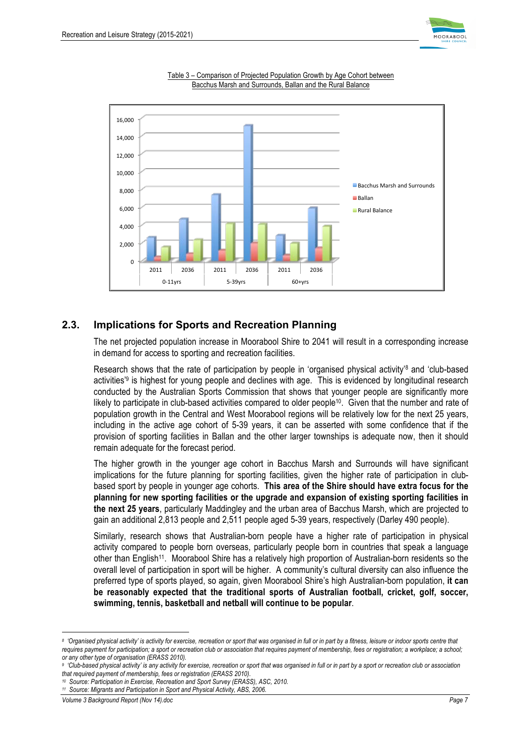Table 3 – Comparison of Projected Population Growth by Age Cohort between Bacchus Marsh and Surrounds, Ballan and the Rural Balance

16,000
14,000
12,000
10,000
8,000
6,000
4,000
2,000
0

2011
2036
2011
2036
2011
2036

0-11yrs
5-39yrs
60+yrs

Bacchus Marsh and Surrounds
Ballan
Rural Balance

## 2.3. Implications for Sports and Recreation Planning

The net projected population increase in Moorabool Shire to 2041 will result in a corresponding increase in demand for access to sporting and recreation facilities.

Research shows that the rate of participation by people in 'organised physical activity'[8] and 'club-based activities'[9] is highest for young people and declines with age. This is evidenced by longitudinal research conducted by the Australian Sports Commission that shows that younger people are significantly more likely to participate in club-based activities compared to older people[10]. Given that the number and rate of population growth in the Central and West Moorabool regions will be relatively low for the next 25 years, including in the active age cohort of 5-39 years, it can be asserted with some confidence that if the provision of sporting facilities in Ballan and the other larger townships is adequate now, then it should remain adequate for the forecast period.

The higher growth in the younger age cohort in Bacchus Marsh and Surrounds will have significant implications for the future planning for sporting facilities, given the higher rate of participation in club-based sport by people in younger age cohorts. **This area of the Shire should have extra focus for the planning for new sporting facilities or the upgrade and expansion of existing sporting facilities in the next 25 years**, particularly Maddingley and the urban area of Bacchus Marsh, which are projected to gain an additional 2,813 people and 2,511 people aged 5-39 years, respectively (Darley 490 people).

Similarly, research shows that Australian-born people have a higher rate of participation in physical activity compared to people born overseas, particularly people born in countries that speak a language other than English[11]. Moorabool Shire has a relatively high proportion of Australian-born residents so the overall level of participation in sport will be higher. A community's cultural diversity can also influence the preferred type of sports played, so again, given Moorabool Shire's high Australian-born population, **it can be reasonably expected that the traditional sports of Australian football, cricket, golf, soccer, swimming, tennis, basketball and netball will continue to be popular**.

---

[8] *'Organised physical activity' is activity for exercise, recreation or sport that was organised in full or in part by a fitness, leisure or indoor sports centre that requires payment for participation; a sport or recreation club or association that requires payment of membership, fees or registration; a workplace; a school; or any other type of organisation (ERASS 2010).*

[9] *'Club-based physical activity' is any activity for exercise, recreation or sport that was organised in full or in part by a sport or recreation club or association that required payment of membership, fees or registration (ERASS 2010).*

[10] *Source: Participation in Exercise, Recreation and Sport Survey (ERASS), ASC, 2010.*

[11] *Source: Migrants and Participation in Sport and Physical Activity, ABS, 2006.*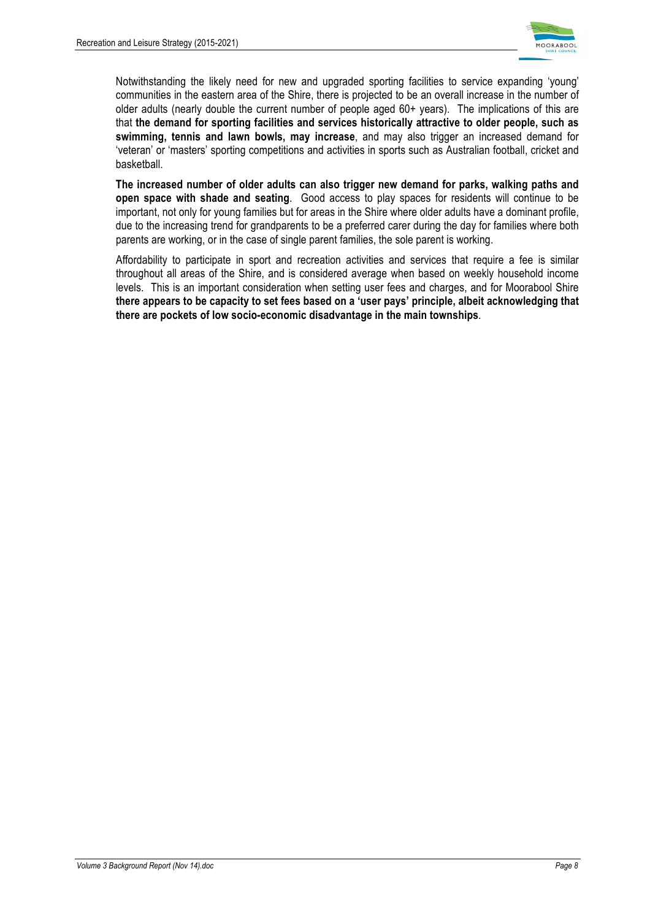Notwithstanding the likely need for new and upgraded sporting facilities to service expanding 'young' communities in the eastern area of the Shire, there is projected to be an overall increase in the number of older adults (nearly double the current number of people aged 60+ years). The implications of this are that **the demand for sporting facilities and services historically attractive to older people, such as swimming, tennis and lawn bowls, may increase**, and may also trigger an increased demand for 'veteran' or 'masters' sporting competitions and activities in sports such as Australian football, cricket and basketball.

**The increased number of older adults can also trigger new demand for parks, walking paths and open space with shade and seating**. Good access to play spaces for residents will continue to be important, not only for young families but for areas in the Shire where older adults have a dominant profile, due to the increasing trend for grandparents to be a preferred carer during the day for families where both parents are working, or in the case of single parent families, the sole parent is working.

Affordability to participate in sport and recreation activities and services that require a fee is similar throughout all areas of the Shire, and is considered average when based on weekly household income levels. This is an important consideration when setting user fees and charges, and for Moorabool Shire **there appears to be capacity to set fees based on a 'user pays' principle, albeit acknowledging that there are pockets of low socio-economic disadvantage in the main townships**.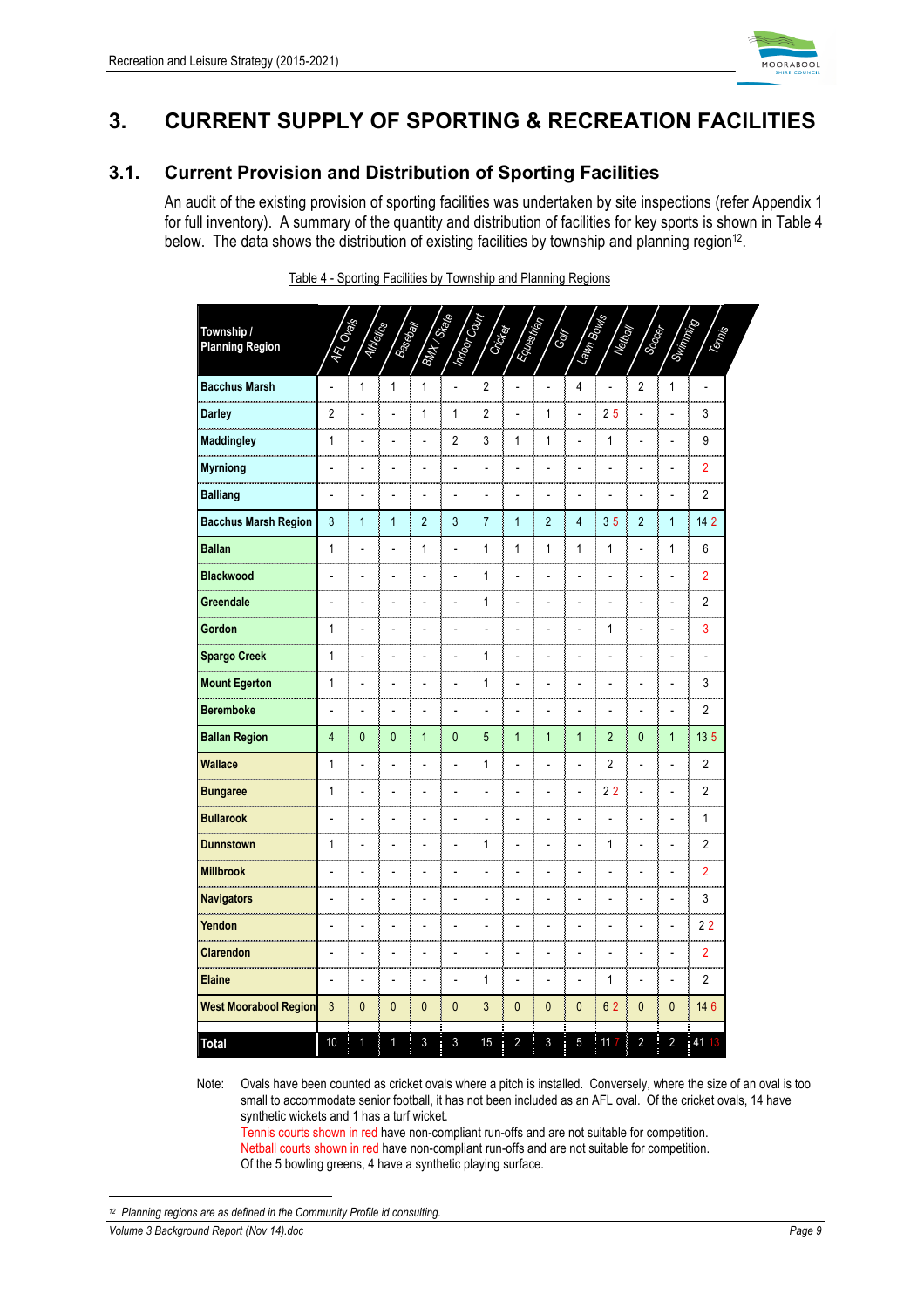# 3. CURRENT SUPPLY OF SPORTING & RECREATION FACILITIES

## 3.1. Current Provision and Distribution of Sporting Facilities

An audit of the existing provision of sporting facilities was undertaken by site inspections (refer Appendix 1 for full inventory). A summary of the quantity and distribution of facilities for key sports is shown in Table 4 below. The data shows the distribution of existing facilities by township and planning region[12].

Table 4 - Sporting Facilities by Township and Planning Regions

| Township / Planning Region | AFL Ovals | Athletics | Baseball | BMX / Skate | Indoor Court | Cricket | Equestrian | Golf | Lawn Bowls | Netball | Soccer | Swimming | Tennis |
|---|---|---|---|---|---|---|---|---|---|---|---|---|---|
| **Bacchus Marsh** | - | 1 | 1 | 1 | - | 2 | - | - | 4 | - | 2 | 1 | - |
| **Darley** | 2 | - | - | 1 | 1 | 2 | - | 1 | - | 2 5 | - | - | 3 |
| **Maddingley** | 1 | - | - | - | 2 | 3 | 1 | 1 | - | 1 | - | - | 9 |
| **Myrniong** | - | - | - | - | - | - | - | - | - | - | - | - | 2 |
| **Balliang** | - | - | - | - | - | - | - | - | - | - | - | - | 2 |
| **Bacchus Marsh Region** | 3 | 1 | 1 | 2 | 3 | 7 | 1 | 2 | 4 | 3 5 | 2 | 1 | 14 2 |
| **Ballan** | 1 | - | - | 1 | - | 1 | 1 | 1 | 1 | 1 | - | 1 | 6 |
| **Blackwood** | - | - | - | - | - | 1 | - | - | - | - | - | - | 2 |
| **Greendale** | - | - | - | - | - | 1 | - | - | - | - | - | - | 2 |
| **Gordon** | 1 | - | - | - | - | - | - | - | - | 1 | - | - | 3 |
| **Spargo Creek** | 1 | - | - | - | - | 1 | - | - | - | - | - | - | - |
| **Mount Egerton** | 1 | - | - | - | - | 1 | - | - | - | - | - | - | 3 |
| **Beremboke** | - | - | - | - | - | - | - | - | - | - | - | - | 2 |
| **Ballan Region** | 4 | 0 | 0 | 1 | 0 | 5 | 1 | 1 | 1 | 2 | 0 | 1 | 13 5 |
| **Wallace** | 1 | - | - | - | - | 1 | - | - | - | 2 | - | - | 2 |
| **Bungaree** | 1 | - | - | - | - | - | - | - | - | 2 2 | - | - | 2 |
| **Bullarook** | - | - | - | - | - | - | - | - | - | - | - | - | 1 |
| **Dunnstown** | 1 | - | - | - | - | 1 | - | - | - | 1 | - | - | 2 |
| **Millbrook** | - | - | - | - | - | - | - | - | - | - | - | - | 2 |
| **Navigators** | - | - | - | - | - | - | - | - | - | - | - | - | 3 |
| **Yendon** | - | - | - | - | - | - | - | - | - | - | - | - | 2 2 |
| **Clarendon** | - | - | - | - | - | - | - | - | - | - | - | - | 2 |
| **Elaine** | - | - | - | - | - | 1 | - | - | - | 1 | - | - | 2 |
| **West Moorabool Region** | 3 | 0 | 0 | 0 | 0 | 3 | 0 | 0 | 0 | 6 2 | 0 | 0 | 14 6 |
| **Total** | 10 | 1 | 1 | 3 | 3 | 15 | 2 | 3 | 5 | 11 7 | 2 | 2 | 41 13 |

Note: Ovals have been counted as cricket ovals where a pitch is installed. Conversely, where the size of an oval is too small to accommodate senior football, it has not been included as an AFL oval. Of the cricket ovals, 14 have synthetic wickets and 1 has a turf wicket.
Tennis courts shown in red have non-compliant run-offs and are not suitable for competition.
Netball courts shown in red have non-compliant run-offs and are not suitable for competition.
Of the 5 bowling greens, 4 have a synthetic playing surface.

[12] *Planning regions are as defined in the Community Profile id consulting.*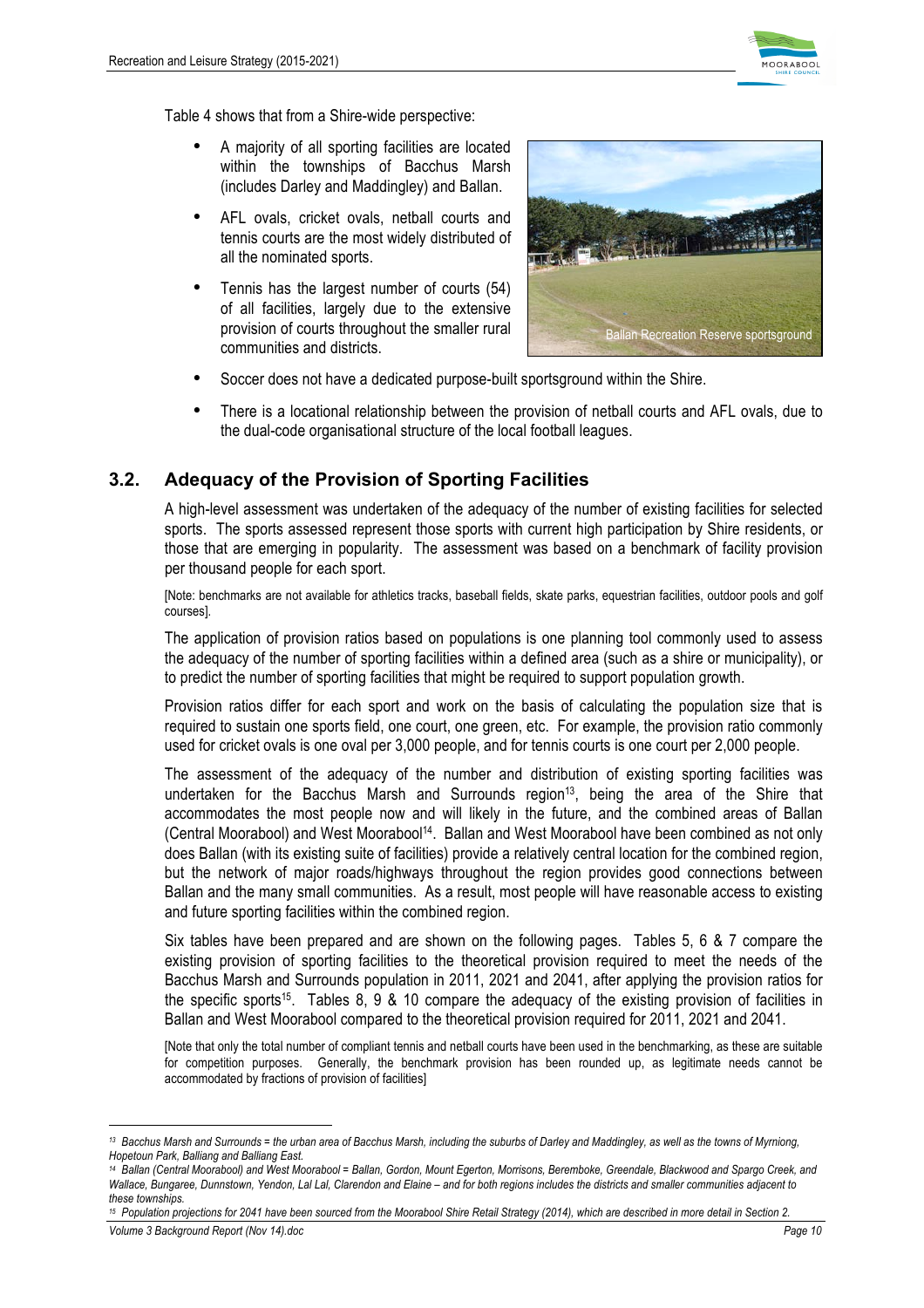Table 4 shows that from a Shire-wide perspective:

- A majority of all sporting facilities are located within the townships of Bacchus Marsh (includes Darley and Maddingley) and Ballan.
- AFL ovals, cricket ovals, netball courts and tennis courts are the most widely distributed of all the nominated sports.
- Tennis has the largest number of courts (54) of all facilities, largely due to the extensive provision of courts throughout the smaller rural communities and districts.

Ballan Recreation Reserve sportsground

- Soccer does not have a dedicated purpose-built sportsground within the Shire.
- There is a locational relationship between the provision of netball courts and AFL ovals, due to the dual-code organisational structure of the local football leagues.

## 3.2. Adequacy of the Provision of Sporting Facilities

A high-level assessment was undertaken of the adequacy of the number of existing facilities for selected sports. The sports assessed represent those sports with current high participation by Shire residents, or those that are emerging in popularity. The assessment was based on a benchmark of facility provision per thousand people for each sport.

[Note: benchmarks are not available for athletics tracks, baseball fields, skate parks, equestrian facilities, outdoor pools and golf courses].

The application of provision ratios based on populations is one planning tool commonly used to assess the adequacy of the number of sporting facilities within a defined area (such as a shire or municipality), or to predict the number of sporting facilities that might be required to support population growth.

Provision ratios differ for each sport and work on the basis of calculating the population size that is required to sustain one sports field, one court, one green, etc. For example, the provision ratio commonly used for cricket ovals is one oval per 3,000 people, and for tennis courts is one court per 2,000 people.

The assessment of the adequacy of the number and distribution of existing sporting facilities was undertaken for the Bacchus Marsh and Surrounds region[13], being the area of the Shire that accommodates the most people now and will likely in the future, and the combined areas of Ballan (Central Moorabool) and West Moorabool[14]. Ballan and West Moorabool have been combined as not only does Ballan (with its existing suite of facilities) provide a relatively central location for the combined region, but the network of major roads/highways throughout the region provides good connections between Ballan and the many small communities. As a result, most people will have reasonable access to existing and future sporting facilities within the combined region.

Six tables have been prepared and are shown on the following pages. Tables 5, 6 & 7 compare the existing provision of sporting facilities to the theoretical provision required to meet the needs of the Bacchus Marsh and Surrounds population in 2011, 2021 and 2041, after applying the provision ratios for the specific sports[15]. Tables 8, 9 & 10 compare the adequacy of the existing provision of facilities in Ballan and West Moorabool compared to the theoretical provision required for 2011, 2021 and 2041.

[Note that only the total number of compliant tennis and netball courts have been used in the benchmarking, as these are suitable for competition purposes. Generally, the benchmark provision has been rounded up, as legitimate needs cannot be accommodated by fractions of provision of facilities]

---

*[13] Bacchus Marsh and Surrounds = the urban area of Bacchus Marsh, including the suburbs of Darley and Maddingley, as well as the towns of Myrniong, Hopetoun Park, Balliang and Balliang East.*

*[14] Ballan (Central Moorabool) and West Moorabool = Ballan, Gordon, Mount Egerton, Morrisons, Beremboke, Greendale, Blackwood and Spargo Creek, and Wallace, Bungaree, Dunnstown, Yendon, Lal Lal, Clarendon and Elaine – and for both regions includes the districts and smaller communities adjacent to these townships.*

*[15] Population projections for 2041 have been sourced from the Moorabool Shire Retail Strategy (2014), which are described in more detail in Section 2.*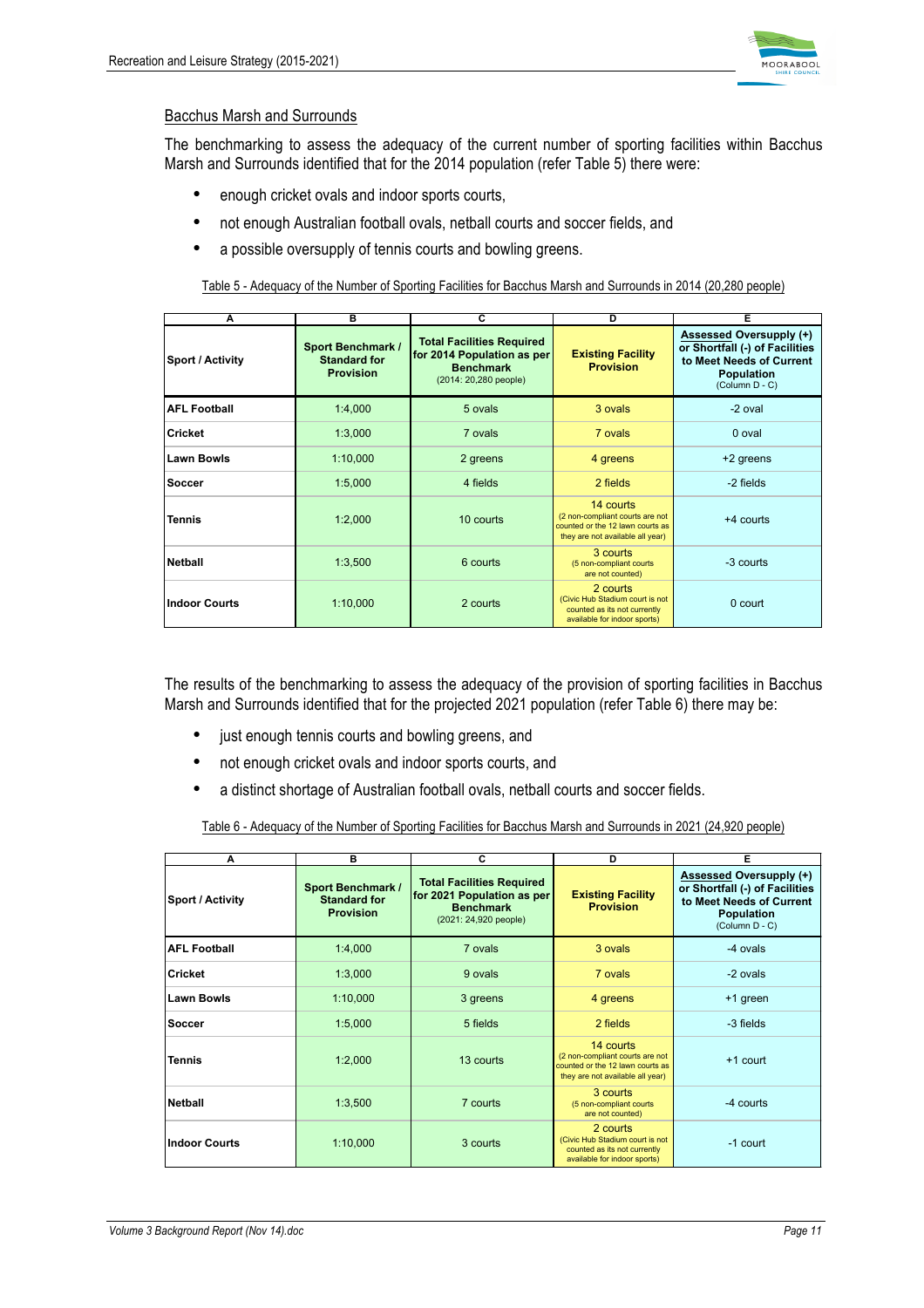## Bacchus Marsh and Surrounds

The benchmarking to assess the adequacy of the current number of sporting facilities within Bacchus Marsh and Surrounds identified that for the 2014 population (refer Table 5) there were:

- enough cricket ovals and indoor sports courts,
- not enough Australian football ovals, netball courts and soccer fields, and
- a possible oversupply of tennis courts and bowling greens.

Table 5 - Adequacy of the Number of Sporting Facilities for Bacchus Marsh and Surrounds in 2014 (20,280 people)

| A | B | C | D | E |
|---|---|---|---|---|
| **Sport / Activity** | **Sport Benchmark / Standard for Provision** | **Total Facilities Required for 2014 Population as per Benchmark** (2014: 20,280 people) | **Existing Facility Provision** | **Assessed Oversupply (+) or Shortfall (-) of Facilities to Meet Needs of Current Population** (Column D - C) |
| **AFL Football** | 1:4,000 | 5 ovals | 3 ovals | -2 oval |
| **Cricket** | 1:3,000 | 7 ovals | 7 ovals | 0 oval |
| **Lawn Bowls** | 1:10,000 | 2 greens | 4 greens | +2 greens |
| **Soccer** | 1:5,000 | 4 fields | 2 fields | -2 fields |
| **Tennis** | 1:2,000 | 10 courts | 14 courts (2 non-compliant courts are not counted or the 12 lawn courts as they are not available all year) | +4 courts |
| **Netball** | 1:3,500 | 6 courts | 3 courts (5 non-compliant courts are not counted) | -3 courts |
| **Indoor Courts** | 1:10,000 | 2 courts | 2 courts (Civic Hub Stadium court is not counted as its not currently available for indoor sports) | 0 court |

The results of the benchmarking to assess the adequacy of the provision of sporting facilities in Bacchus Marsh and Surrounds identified that for the projected 2021 population (refer Table 6) there may be:

- just enough tennis courts and bowling greens, and
- not enough cricket ovals and indoor sports courts, and
- a distinct shortage of Australian football ovals, netball courts and soccer fields.

Table 6 - Adequacy of the Number of Sporting Facilities for Bacchus Marsh and Surrounds in 2021 (24,920 people)

| A | B | C | D | E |
|---|---|---|---|---|
| **Sport / Activity** | **Sport Benchmark / Standard for Provision** | **Total Facilities Required for 2021 Population as per Benchmark** (2021: 24,920 people) | **Existing Facility Provision** | **Assessed Oversupply (+) or Shortfall (-) of Facilities to Meet Needs of Current Population** (Column D - C) |
| **AFL Football** | 1:4,000 | 7 ovals | 3 ovals | -4 ovals |
| **Cricket** | 1:3,000 | 9 ovals | 7 ovals | -2 ovals |
| **Lawn Bowls** | 1:10,000 | 3 greens | 4 greens | +1 green |
| **Soccer** | 1:5,000 | 5 fields | 2 fields | -3 fields |
| **Tennis** | 1:2,000 | 13 courts | 14 courts (2 non-compliant courts are not counted or the 12 lawn courts as they are not available all year) | +1 court |
| **Netball** | 1:3,500 | 7 courts | 3 courts (5 non-compliant courts are not counted) | -4 courts |
| **Indoor Courts** | 1:10,000 | 3 courts | 2 courts (Civic Hub Stadium court is not counted as its not currently available for indoor sports) | -1 court |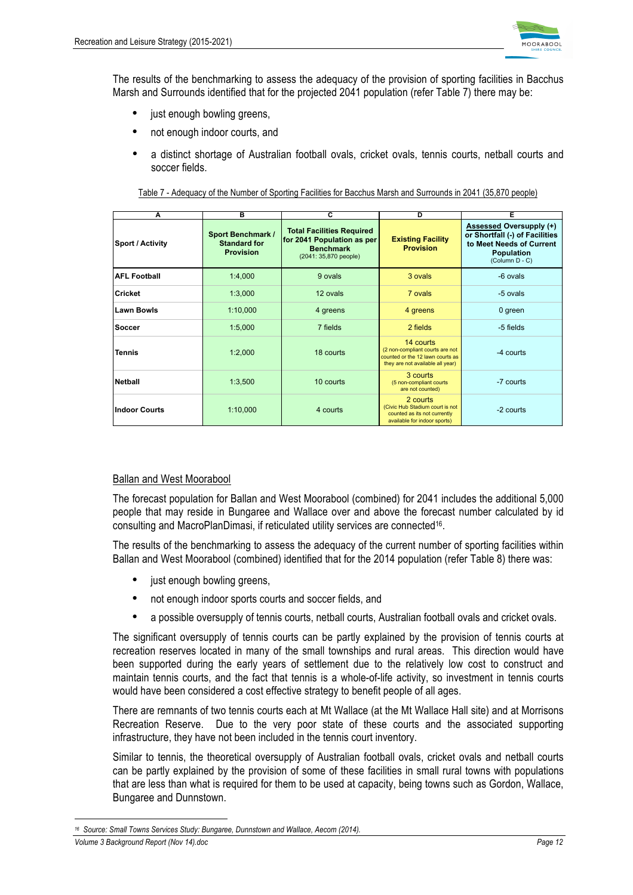The results of the benchmarking to assess the adequacy of the provision of sporting facilities in Bacchus Marsh and Surrounds identified that for the projected 2041 population (refer Table 7) there may be:

- just enough bowling greens,
- not enough indoor courts, and
- a distinct shortage of Australian football ovals, cricket ovals, tennis courts, netball courts and soccer fields.

Table 7 - Adequacy of the Number of Sporting Facilities for Bacchus Marsh and Surrounds in 2041 (35,870 people)

| A | B | C | D | E |
|---|---|---|---|---|
| **Sport / Activity** | **Sport Benchmark / Standard for Provision** | **Total Facilities Required for 2041 Population as per Benchmark** (2041: 35,870 people) | **Existing Facility Provision** | **Assessed Oversupply (+) or Shortfall (-) of Facilities to Meet Needs of Current Population** (Column D - C) |
| **AFL Football** | 1:4,000 | 9 ovals | 3 ovals | -6 ovals |
| **Cricket** | 1:3,000 | 12 ovals | 7 ovals | -5 ovals |
| **Lawn Bowls** | 1:10,000 | 4 greens | 4 greens | 0 green |
| **Soccer** | 1:5,000 | 7 fields | 2 fields | -5 fields |
| **Tennis** | 1:2,000 | 18 courts | 14 courts (2 non-compliant courts are not counted or the 12 lawn courts as they are not available all year) | -4 courts |
| **Netball** | 1:3,500 | 10 courts | 3 courts (5 non-compliant courts are not counted) | -7 courts |
| **Indoor Courts** | 1:10,000 | 4 courts | 2 courts (Civic Hub Stadium court is not counted as its not currently available for indoor sports) | -2 courts |

## Ballan and West Moorabool

The forecast population for Ballan and West Moorabool (combined) for 2041 includes the additional 5,000 people that may reside in Bungaree and Wallace over and above the forecast number calculated by id consulting and MacroPlanDimasi, if reticulated utility services are connected[16].

The results of the benchmarking to assess the adequacy of the current number of sporting facilities within Ballan and West Moorabool (combined) identified that for the 2014 population (refer Table 8) there was:

- just enough bowling greens,
- not enough indoor sports courts and soccer fields, and
- a possible oversupply of tennis courts, netball courts, Australian football ovals and cricket ovals.

The significant oversupply of tennis courts can be partly explained by the provision of tennis courts at recreation reserves located in many of the small townships and rural areas. This direction would have been supported during the early years of settlement due to the relatively low cost to construct and maintain tennis courts, and the fact that tennis is a whole-of-life activity, so investment in tennis courts would have been considered a cost effective strategy to benefit people of all ages.

There are remnants of two tennis courts each at Mt Wallace (at the Mt Wallace Hall site) and at Morrisons Recreation Reserve. Due to the very poor state of these courts and the associated supporting infrastructure, they have not been included in the tennis court inventory.

Similar to tennis, the theoretical oversupply of Australian football ovals, cricket ovals and netball courts can be partly explained by the provision of some of these facilities in small rural towns with populations that are less than what is required for them to be used at capacity, being towns such as Gordon, Wallace, Bungaree and Dunnstown.

[16] *Source: Small Towns Services Study: Bungaree, Dunnstown and Wallace, Aecom (2014).*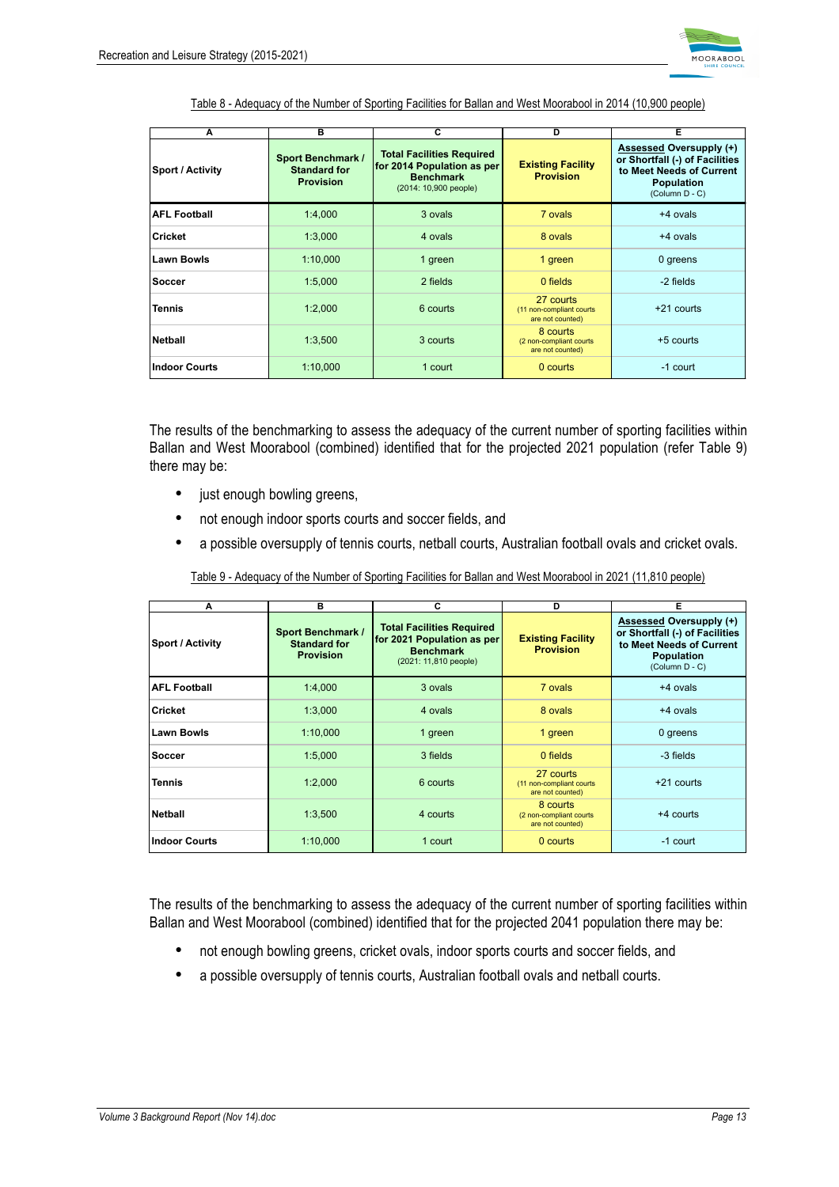Table 8 - Adequacy of the Number of Sporting Facilities for Ballan and West Moorabool in 2014 (10,900 people)

| A | B | C | D | E |
|---|---|---|---|---|
| Sport / Activity | Sport Benchmark / Standard for Provision | Total Facilities Required for 2014 Population as per Benchmark (2014: 10,900 people) | Existing Facility Provision | Assessed Oversupply (+) or Shortfall (-) of Facilities to Meet Needs of Current Population (Column D - C) |
| AFL Football | 1:4,000 | 3 ovals | 7 ovals | +4 ovals |
| Cricket | 1:3,000 | 4 ovals | 8 ovals | +4 ovals |
| Lawn Bowls | 1:10,000 | 1 green | 1 green | 0 greens |
| Soccer | 1:5,000 | 2 fields | 0 fields | -2 fields |
| Tennis | 1:2,000 | 6 courts | 27 courts (11 non-compliant courts are not counted) | +21 courts |
| Netball | 1:3,500 | 3 courts | 8 courts (2 non-compliant courts are not counted) | +5 courts |
| Indoor Courts | 1:10,000 | 1 court | 0 courts | -1 court |

The results of the benchmarking to assess the adequacy of the current number of sporting facilities within Ballan and West Moorabool (combined) identified that for the projected 2021 population (refer Table 9) there may be:

- just enough bowling greens,
- not enough indoor sports courts and soccer fields, and
- a possible oversupply of tennis courts, netball courts, Australian football ovals and cricket ovals.

Table 9 - Adequacy of the Number of Sporting Facilities for Ballan and West Moorabool in 2021 (11,810 people)

| A | B | C | D | E |
|---|---|---|---|---|
| Sport / Activity | Sport Benchmark / Standard for Provision | Total Facilities Required for 2021 Population as per Benchmark (2021: 11,810 people) | Existing Facility Provision | Assessed Oversupply (+) or Shortfall (-) of Facilities to Meet Needs of Current Population (Column D - C) |
| AFL Football | 1:4,000 | 3 ovals | 7 ovals | +4 ovals |
| Cricket | 1:3,000 | 4 ovals | 8 ovals | +4 ovals |
| Lawn Bowls | 1:10,000 | 1 green | 1 green | 0 greens |
| Soccer | 1:5,000 | 3 fields | 0 fields | -3 fields |
| Tennis | 1:2,000 | 6 courts | 27 courts (11 non-compliant courts are not counted) | +21 courts |
| Netball | 1:3,500 | 4 courts | 8 courts (2 non-compliant courts are not counted) | +4 courts |
| Indoor Courts | 1:10,000 | 1 court | 0 courts | -1 court |

The results of the benchmarking to assess the adequacy of the current number of sporting facilities within Ballan and West Moorabool (combined) identified that for the projected 2041 population there may be:

- not enough bowling greens, cricket ovals, indoor sports courts and soccer fields, and
- a possible oversupply of tennis courts, Australian football ovals and netball courts.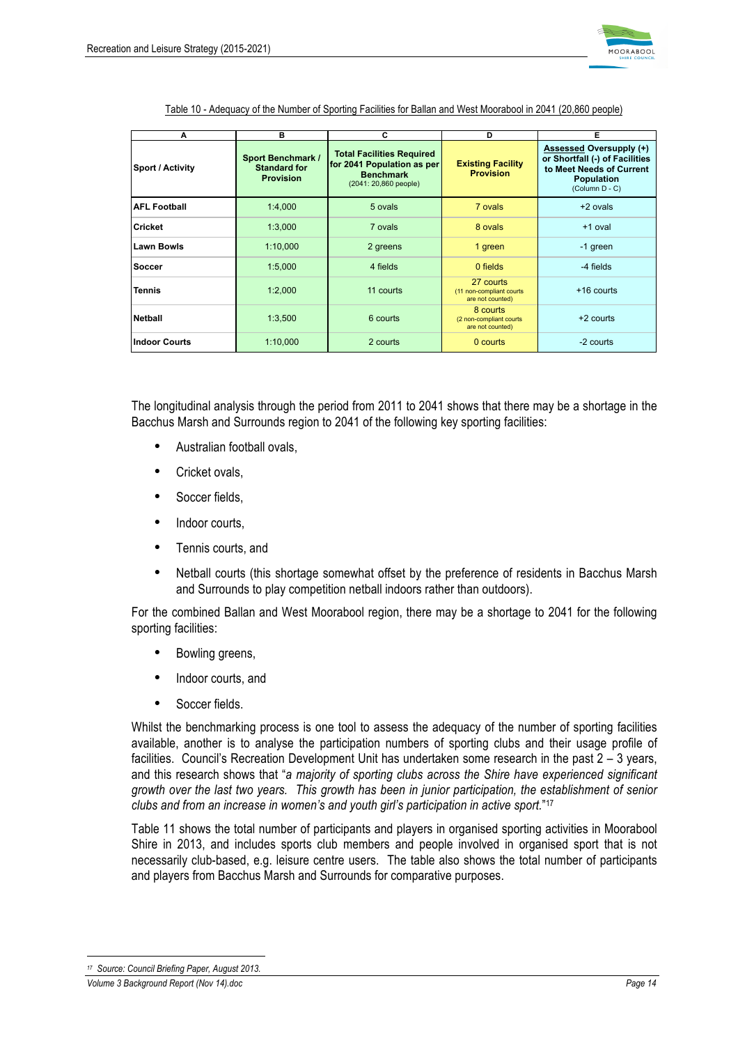Table 10 - Adequacy of the Number of Sporting Facilities for Ballan and West Moorabool in 2041 (20,860 people)

| A | B | C | D | E |
|---|---|---|---|---|
| **Sport / Activity** | **Sport Benchmark / Standard for Provision** | **Total Facilities Required for 2041 Population as per Benchmark** (2041: 20,860 people) | **Existing Facility Provision** | **Assessed Oversupply (+) or Shortfall (-) of Facilities to Meet Needs of Current Population** (Column D - C) |
| **AFL Football** | 1:4,000 | 5 ovals | 7 ovals | +2 ovals |
| **Cricket** | 1:3,000 | 7 ovals | 8 ovals | +1 oval |
| **Lawn Bowls** | 1:10,000 | 2 greens | 1 green | -1 green |
| **Soccer** | 1:5,000 | 4 fields | 0 fields | -4 fields |
| **Tennis** | 1:2,000 | 11 courts | 27 courts (11 non-compliant courts are not counted) | +16 courts |
| **Netball** | 1:3,500 | 6 courts | 8 courts (2 non-compliant courts are not counted) | +2 courts |
| **Indoor Courts** | 1:10,000 | 2 courts | 0 courts | -2 courts |

The longitudinal analysis through the period from 2011 to 2041 shows that there may be a shortage in the Bacchus Marsh and Surrounds region to 2041 of the following key sporting facilities:

- Australian football ovals,
- Cricket ovals,
- Soccer fields,
- Indoor courts,
- Tennis courts, and
- Netball courts (this shortage somewhat offset by the preference of residents in Bacchus Marsh and Surrounds to play competition netball indoors rather than outdoors).

For the combined Ballan and West Moorabool region, there may be a shortage to 2041 for the following sporting facilities:

- Bowling greens,
- Indoor courts, and
- Soccer fields.

Whilst the benchmarking process is one tool to assess the adequacy of the number of sporting facilities available, another is to analyse the participation numbers of sporting clubs and their usage profile of facilities. Council's Recreation Development Unit has undertaken some research in the past 2 – 3 years, and this research shows that "*a majority of sporting clubs across the Shire have experienced significant growth over the last two years. This growth has been in junior participation, the establishment of senior clubs and from an increase in women's and youth girl's participation in active sport.*"[17]

Table 11 shows the total number of participants and players in organised sporting activities in Moorabool Shire in 2013, and includes sports club members and people involved in organised sport that is not necessarily club-based, e.g. leisure centre users. The table also shows the total number of participants and players from Bacchus Marsh and Surrounds for comparative purposes.

[17] *Source: Council Briefing Paper, August 2013.*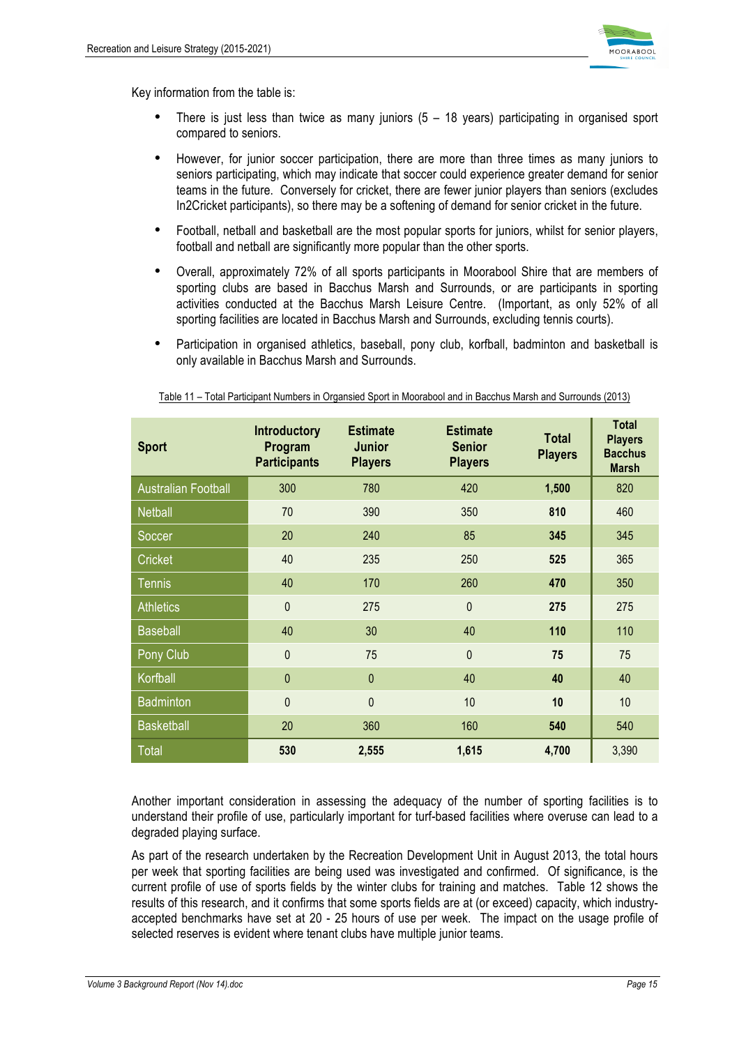Key information from the table is:

- There is just less than twice as many juniors (5 – 18 years) participating in organised sport compared to seniors.
- However, for junior soccer participation, there are more than three times as many juniors to seniors participating, which may indicate that soccer could experience greater demand for senior teams in the future. Conversely for cricket, there are fewer junior players than seniors (excludes In2Cricket participants), so there may be a softening of demand for senior cricket in the future.
- Football, netball and basketball are the most popular sports for juniors, whilst for senior players, football and netball are significantly more popular than the other sports.
- Overall, approximately 72% of all sports participants in Moorabool Shire that are members of sporting clubs are based in Bacchus Marsh and Surrounds, or are participants in sporting activities conducted at the Bacchus Marsh Leisure Centre. (Important, as only 52% of all sporting facilities are located in Bacchus Marsh and Surrounds, excluding tennis courts).
- Participation in organised athletics, baseball, pony club, korfball, badminton and basketball is only available in Bacchus Marsh and Surrounds.

Table 11 – Total Participant Numbers in Organsied Sport in Moorabool and in Bacchus Marsh and Surrounds (2013)

| Sport | Introductory Program Participants | Estimate Junior Players | Estimate Senior Players | Total Players | Total Players Bacchus Marsh |
|---|---|---|---|---|---|
| Australian Football | 300 | 780 | 420 | **1,500** | 820 |
| Netball | 70 | 390 | 350 | **810** | 460 |
| Soccer | 20 | 240 | 85 | **345** | 345 |
| Cricket | 40 | 235 | 250 | **525** | 365 |
| Tennis | 40 | 170 | 260 | **470** | 350 |
| Athletics | 0 | 275 | 0 | **275** | 275 |
| Baseball | 40 | 30 | 40 | **110** | 110 |
| Pony Club | 0 | 75 | 0 | **75** | 75 |
| Korfball | 0 | 0 | 40 | **40** | 40 |
| Badminton | 0 | 0 | 10 | **10** | 10 |
| Basketball | 20 | 360 | 160 | **540** | 540 |
| Total | **530** | **2,555** | **1,615** | **4,700** | 3,390 |

Another important consideration in assessing the adequacy of the number of sporting facilities is to understand their profile of use, particularly important for turf-based facilities where overuse can lead to a degraded playing surface.

As part of the research undertaken by the Recreation Development Unit in August 2013, the total hours per week that sporting facilities are being used was investigated and confirmed. Of significance, is the current profile of use of sports fields by the winter clubs for training and matches. Table 12 shows the results of this research, and it confirms that some sports fields are at (or exceed) capacity, which industry-accepted benchmarks have set at 20 - 25 hours of use per week. The impact on the usage profile of selected reserves is evident where tenant clubs have multiple junior teams.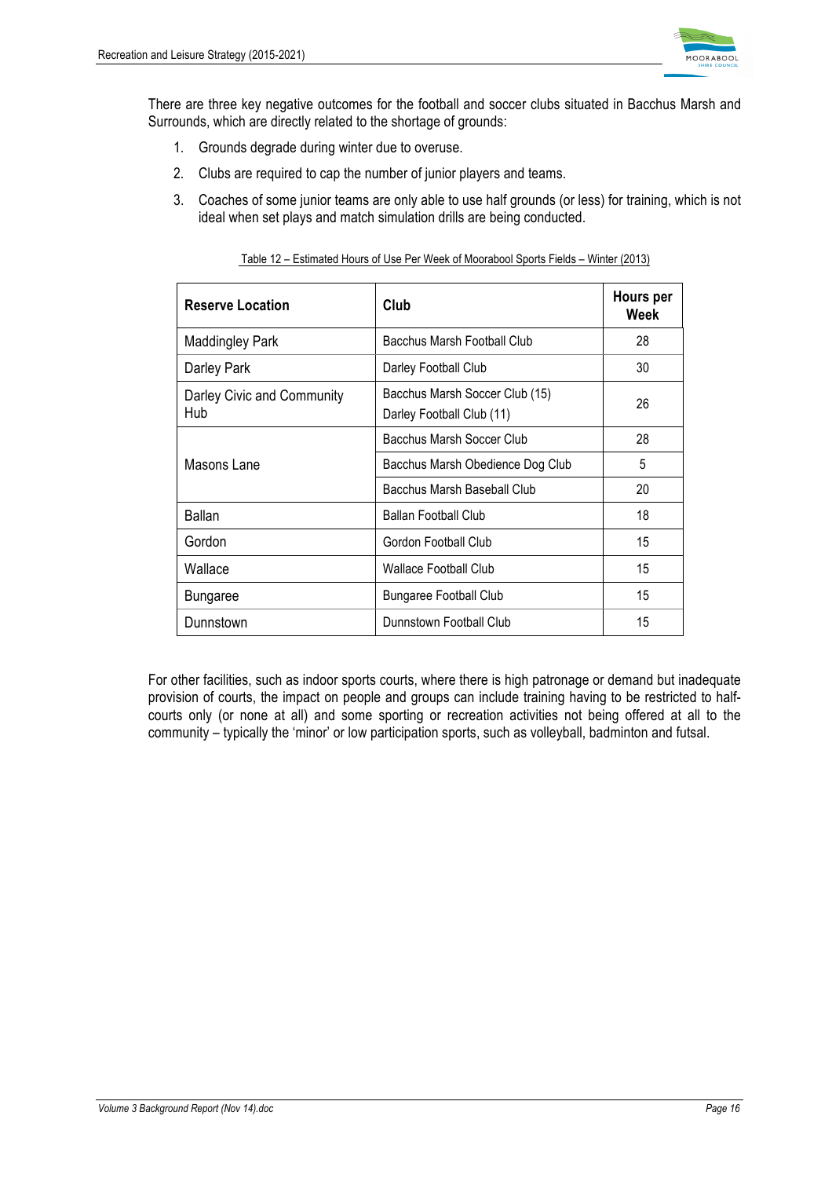There are three key negative outcomes for the football and soccer clubs situated in Bacchus Marsh and Surrounds, which are directly related to the shortage of grounds:

1. Grounds degrade during winter due to overuse.
2. Clubs are required to cap the number of junior players and teams.
3. Coaches of some junior teams are only able to use half grounds (or less) for training, which is not ideal when set plays and match simulation drills are being conducted.

Table 12 – Estimated Hours of Use Per Week of Moorabool Sports Fields – Winter (2013)

| Reserve Location | Club | Hours per Week |
|---|---|---|
| Maddingley Park | Bacchus Marsh Football Club | 28 |
| Darley Park | Darley Football Club | 30 |
| Darley Civic and Community Hub | Bacchus Marsh Soccer Club (15)<br>Darley Football Club (11) | 26 |
| Masons Lane | Bacchus Marsh Soccer Club | 28 |
| | Bacchus Marsh Obedience Dog Club | 5 |
| | Bacchus Marsh Baseball Club | 20 |
| Ballan | Ballan Football Club | 18 |
| Gordon | Gordon Football Club | 15 |
| Wallace | Wallace Football Club | 15 |
| Bungaree | Bungaree Football Club | 15 |
| Dunnstown | Dunnstown Football Club | 15 |

For other facilities, such as indoor sports courts, where there is high patronage or demand but inadequate provision of courts, the impact on people and groups can include training having to be restricted to half-courts only (or none at all) and some sporting or recreation activities not being offered at all to the community – typically the 'minor' or low participation sports, such as volleyball, badminton and futsal.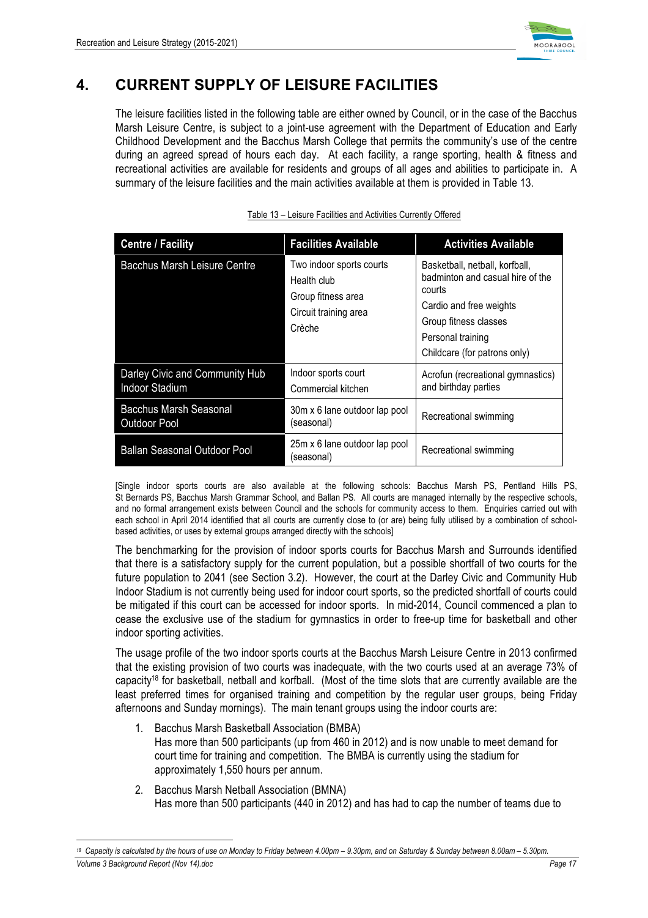# 4. CURRENT SUPPLY OF LEISURE FACILITIES

The leisure facilities listed in the following table are either owned by Council, or in the case of the Bacchus Marsh Leisure Centre, is subject to a joint-use agreement with the Department of Education and Early Childhood Development and the Bacchus Marsh College that permits the community's use of the centre during an agreed spread of hours each day. At each facility, a range sporting, health & fitness and recreational activities are available for residents and groups of all ages and abilities to participate in. A summary of the leisure facilities and the main activities available at them is provided in Table 13.

Table 13 – Leisure Facilities and Activities Currently Offered

| Centre / Facility | Facilities Available | Activities Available |
|---|---|---|
| Bacchus Marsh Leisure Centre | Two indoor sports courts<br>Health club<br>Group fitness area<br>Circuit training area<br>Crèche | Basketball, netball, korfball, badminton and casual hire of the courts<br>Cardio and free weights<br>Group fitness classes<br>Personal training<br>Childcare (for patrons only) |
| Darley Civic and Community Hub Indoor Stadium | Indoor sports court<br>Commercial kitchen | Acrofun (recreational gymnastics) and birthday parties |
| Bacchus Marsh Seasonal Outdoor Pool | 30m x 6 lane outdoor lap pool (seasonal) | Recreational swimming |
| Ballan Seasonal Outdoor Pool | 25m x 6 lane outdoor lap pool (seasonal) | Recreational swimming |

[Single indoor sports courts are also available at the following schools: Bacchus Marsh PS, Pentland Hills PS, St Bernards PS, Bacchus Marsh Grammar School, and Ballan PS. All courts are managed internally by the respective schools, and no formal arrangement exists between Council and the schools for community access to them. Enquiries carried out with each school in April 2014 identified that all courts are currently close to (or are) being fully utilised by a combination of school-based activities, or uses by external groups arranged directly with the schools]

The benchmarking for the provision of indoor sports courts for Bacchus Marsh and Surrounds identified that there is a satisfactory supply for the current population, but a possible shortfall of two courts for the future population to 2041 (see Section 3.2). However, the court at the Darley Civic and Community Hub Indoor Stadium is not currently being used for indoor court sports, so the predicted shortfall of courts could be mitigated if this court can be accessed for indoor sports. In mid-2014, Council commenced a plan to cease the exclusive use of the stadium for gymnastics in order to free-up time for basketball and other indoor sporting activities.

The usage profile of the two indoor sports courts at the Bacchus Marsh Leisure Centre in 2013 confirmed that the existing provision of two courts was inadequate, with the two courts used at an average 73% of capacity[18] for basketball, netball and korfball. (Most of the time slots that are currently available are the least preferred times for organised training and competition by the regular user groups, being Friday afternoons and Sunday mornings). The main tenant groups using the indoor courts are:

1. Bacchus Marsh Basketball Association (BMBA)
   Has more than 500 participants (up from 460 in 2012) and is now unable to meet demand for court time for training and competition. The BMBA is currently using the stadium for approximately 1,550 hours per annum.
2. Bacchus Marsh Netball Association (BMNA)
   Has more than 500 participants (440 in 2012) and has had to cap the number of teams due to

[18] Capacity is calculated by the hours of use on Monday to Friday between 4.00pm – 9.30pm, and on Saturday & Sunday between 8.00am – 5.30pm.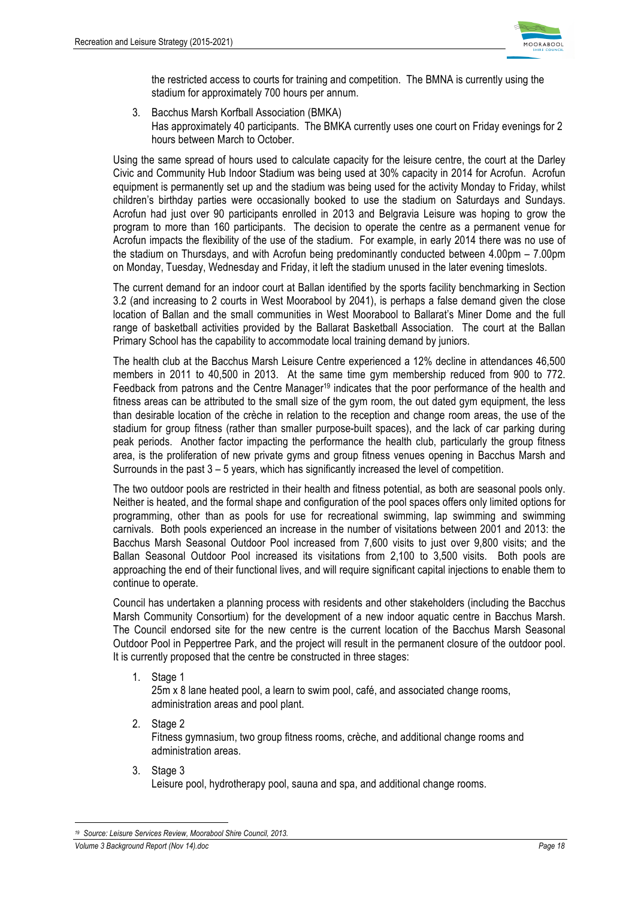the restricted access to courts for training and competition. The BMNA is currently using the stadium for approximately 700 hours per annum.

3. Bacchus Marsh Korfball Association (BMKA)
   Has approximately 40 participants. The BMKA currently uses one court on Friday evenings for 2 hours between March to October.

Using the same spread of hours used to calculate capacity for the leisure centre, the court at the Darley Civic and Community Hub Indoor Stadium was being used at 30% capacity in 2014 for Acrofun. Acrofun equipment is permanently set up and the stadium was being used for the activity Monday to Friday, whilst children's birthday parties were occasionally booked to use the stadium on Saturdays and Sundays. Acrofun had just over 90 participants enrolled in 2013 and Belgravia Leisure was hoping to grow the program to more than 160 participants. The decision to operate the centre as a permanent venue for Acrofun impacts the flexibility of the use of the stadium. For example, in early 2014 there was no use of the stadium on Thursdays, and with Acrofun being predominantly conducted between 4.00pm – 7.00pm on Monday, Tuesday, Wednesday and Friday, it left the stadium unused in the later evening timeslots.

The current demand for an indoor court at Ballan identified by the sports facility benchmarking in Section 3.2 (and increasing to 2 courts in West Moorabool by 2041), is perhaps a false demand given the close location of Ballan and the small communities in West Moorabool to Ballarat's Miner Dome and the full range of basketball activities provided by the Ballarat Basketball Association. The court at the Ballan Primary School has the capability to accommodate local training demand by juniors.

The health club at the Bacchus Marsh Leisure Centre experienced a 12% decline in attendances 46,500 members in 2011 to 40,500 in 2013. At the same time gym membership reduced from 900 to 772. Feedback from patrons and the Centre Manager[19] indicates that the poor performance of the health and fitness areas can be attributed to the small size of the gym room, the out dated gym equipment, the less than desirable location of the crèche in relation to the reception and change room areas, the use of the stadium for group fitness (rather than smaller purpose-built spaces), and the lack of car parking during peak periods. Another factor impacting the performance the health club, particularly the group fitness area, is the proliferation of new private gyms and group fitness venues opening in Bacchus Marsh and Surrounds in the past 3 – 5 years, which has significantly increased the level of competition.

The two outdoor pools are restricted in their health and fitness potential, as both are seasonal pools only. Neither is heated, and the formal shape and configuration of the pool spaces offers only limited options for programming, other than as pools for use for recreational swimming, lap swimming and swimming carnivals. Both pools experienced an increase in the number of visitations between 2001 and 2013: the Bacchus Marsh Seasonal Outdoor Pool increased from 7,600 visits to just over 9,800 visits; and the Ballan Seasonal Outdoor Pool increased its visitations from 2,100 to 3,500 visits. Both pools are approaching the end of their functional lives, and will require significant capital injections to enable them to continue to operate.

Council has undertaken a planning process with residents and other stakeholders (including the Bacchus Marsh Community Consortium) for the development of a new indoor aquatic centre in Bacchus Marsh. The Council endorsed site for the new centre is the current location of the Bacchus Marsh Seasonal Outdoor Pool in Peppertree Park, and the project will result in the permanent closure of the outdoor pool. It is currently proposed that the centre be constructed in three stages:

1. Stage 1
   25m x 8 lane heated pool, a learn to swim pool, café, and associated change rooms, administration areas and pool plant.

2. Stage 2
   Fitness gymnasium, two group fitness rooms, crèche, and additional change rooms and administration areas.

3. Stage 3
   Leisure pool, hydrotherapy pool, sauna and spa, and additional change rooms.

---

[19] *Source: Leisure Services Review, Moorabool Shire Council, 2013.*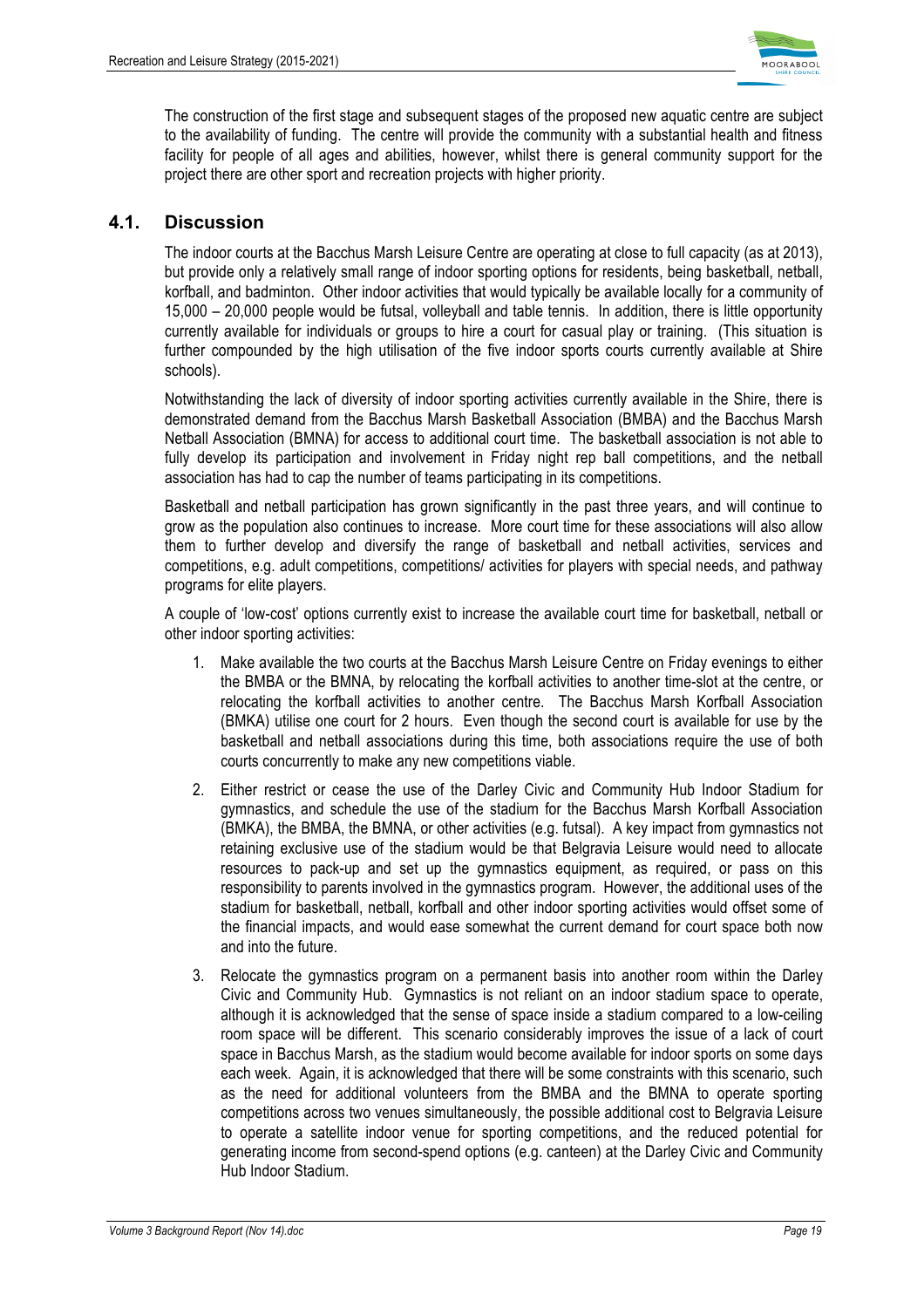The construction of the first stage and subsequent stages of the proposed new aquatic centre are subject to the availability of funding. The centre will provide the community with a substantial health and fitness facility for people of all ages and abilities, however, whilst there is general community support for the project there are other sport and recreation projects with higher priority.

## 4.1. Discussion

The indoor courts at the Bacchus Marsh Leisure Centre are operating at close to full capacity (as at 2013), but provide only a relatively small range of indoor sporting options for residents, being basketball, netball, korfball, and badminton. Other indoor activities that would typically be available locally for a community of 15,000 – 20,000 people would be futsal, volleyball and table tennis. In addition, there is little opportunity currently available for individuals or groups to hire a court for casual play or training. (This situation is further compounded by the high utilisation of the five indoor sports courts currently available at Shire schools).

Notwithstanding the lack of diversity of indoor sporting activities currently available in the Shire, there is demonstrated demand from the Bacchus Marsh Basketball Association (BMBA) and the Bacchus Marsh Netball Association (BMNA) for access to additional court time. The basketball association is not able to fully develop its participation and involvement in Friday night rep ball competitions, and the netball association has had to cap the number of teams participating in its competitions.

Basketball and netball participation has grown significantly in the past three years, and will continue to grow as the population also continues to increase. More court time for these associations will also allow them to further develop and diversify the range of basketball and netball activities, services and competitions, e.g. adult competitions, competitions/ activities for players with special needs, and pathway programs for elite players.

A couple of 'low-cost' options currently exist to increase the available court time for basketball, netball or other indoor sporting activities:

1. Make available the two courts at the Bacchus Marsh Leisure Centre on Friday evenings to either the BMBA or the BMNA, by relocating the korfball activities to another time-slot at the centre, or relocating the korfball activities to another centre. The Bacchus Marsh Korfball Association (BMKA) utilise one court for 2 hours. Even though the second court is available for use by the basketball and netball associations during this time, both associations require the use of both courts concurrently to make any new competitions viable.
2. Either restrict or cease the use of the Darley Civic and Community Hub Indoor Stadium for gymnastics, and schedule the use of the stadium for the Bacchus Marsh Korfball Association (BMKA), the BMBA, the BMNA, or other activities (e.g. futsal). A key impact from gymnastics not retaining exclusive use of the stadium would be that Belgravia Leisure would need to allocate resources to pack-up and set up the gymnastics equipment, as required, or pass on this responsibility to parents involved in the gymnastics program. However, the additional uses of the stadium for basketball, netball, korfball and other indoor sporting activities would offset some of the financial impacts, and would ease somewhat the current demand for court space both now and into the future.
3. Relocate the gymnastics program on a permanent basis into another room within the Darley Civic and Community Hub. Gymnastics is not reliant on an indoor stadium space to operate, although it is acknowledged that the sense of space inside a stadium compared to a low-ceiling room space will be different. This scenario considerably improves the issue of a lack of court space in Bacchus Marsh, as the stadium would become available for indoor sports on some days each week. Again, it is acknowledged that there will be some constraints with this scenario, such as the need for additional volunteers from the BMBA and the BMNA to operate sporting competitions across two venues simultaneously, the possible additional cost to Belgravia Leisure to operate a satellite indoor venue for sporting competitions, and the reduced potential for generating income from second-spend options (e.g. canteen) at the Darley Civic and Community Hub Indoor Stadium.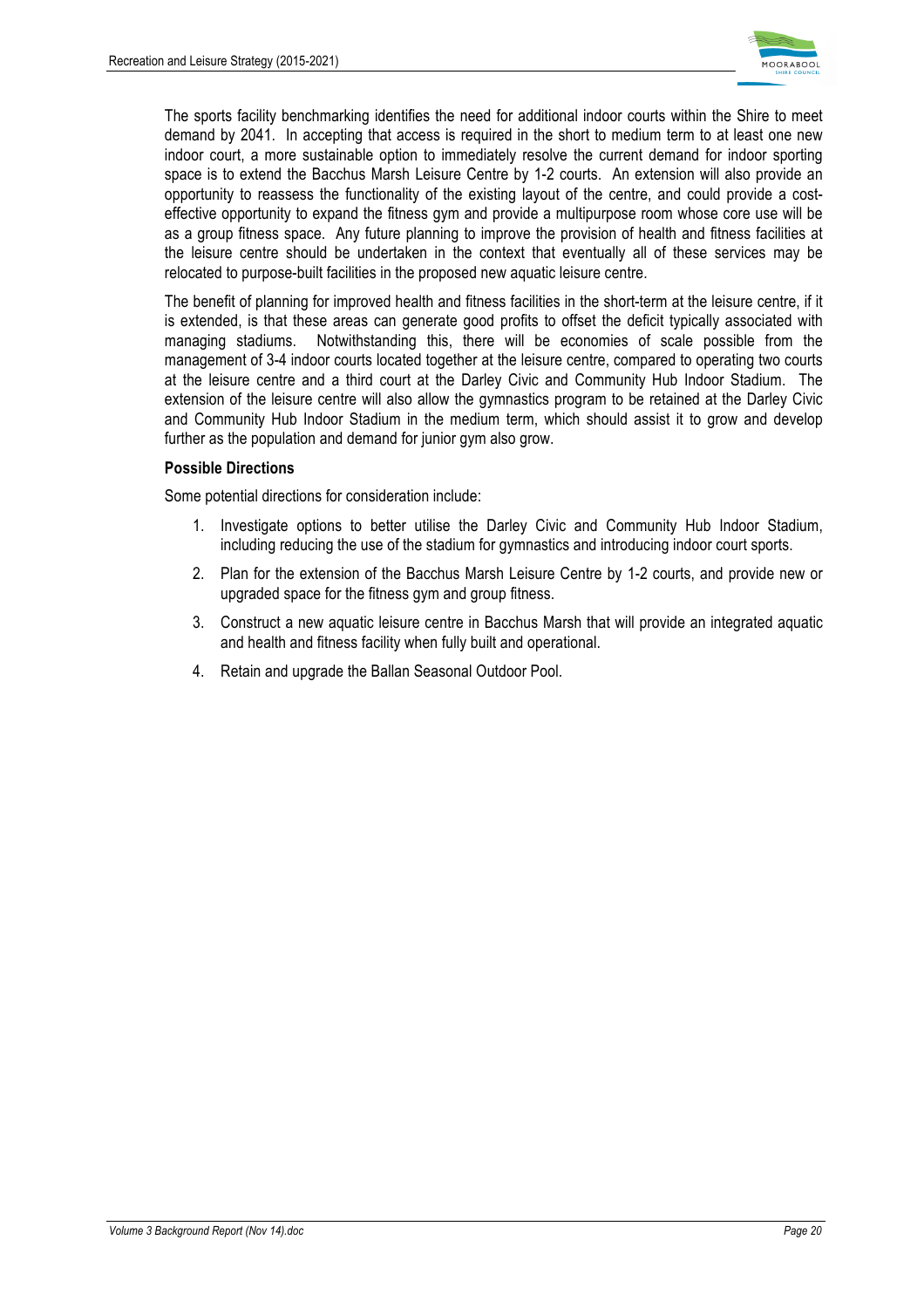The sports facility benchmarking identifies the need for additional indoor courts within the Shire to meet demand by 2041. In accepting that access is required in the short to medium term to at least one new indoor court, a more sustainable option to immediately resolve the current demand for indoor sporting space is to extend the Bacchus Marsh Leisure Centre by 1-2 courts. An extension will also provide an opportunity to reassess the functionality of the existing layout of the centre, and could provide a cost-effective opportunity to expand the fitness gym and provide a multipurpose room whose core use will be as a group fitness space. Any future planning to improve the provision of health and fitness facilities at the leisure centre should be undertaken in the context that eventually all of these services may be relocated to purpose-built facilities in the proposed new aquatic leisure centre.

The benefit of planning for improved health and fitness facilities in the short-term at the leisure centre, if it is extended, is that these areas can generate good profits to offset the deficit typically associated with managing stadiums. Notwithstanding this, there will be economies of scale possible from the management of 3-4 indoor courts located together at the leisure centre, compared to operating two courts at the leisure centre and a third court at the Darley Civic and Community Hub Indoor Stadium. The extension of the leisure centre will also allow the gymnastics program to be retained at the Darley Civic and Community Hub Indoor Stadium in the medium term, which should assist it to grow and develop further as the population and demand for junior gym also grow.

**Possible Directions**

Some potential directions for consideration include:

1. Investigate options to better utilise the Darley Civic and Community Hub Indoor Stadium, including reducing the use of the stadium for gymnastics and introducing indoor court sports.
2. Plan for the extension of the Bacchus Marsh Leisure Centre by 1-2 courts, and provide new or upgraded space for the fitness gym and group fitness.
3. Construct a new aquatic leisure centre in Bacchus Marsh that will provide an integrated aquatic and health and fitness facility when fully built and operational.
4. Retain and upgrade the Ballan Seasonal Outdoor Pool.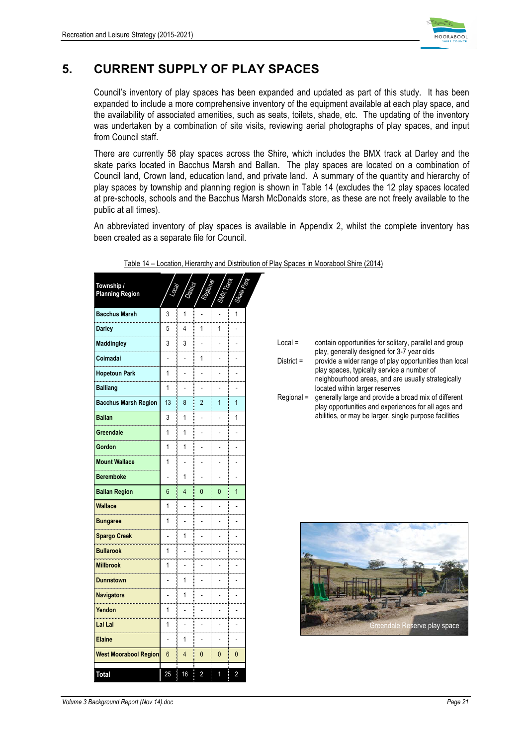# 5. CURRENT SUPPLY OF PLAY SPACES

Council's inventory of play spaces has been expanded and updated as part of this study. It has been expanded to include a more comprehensive inventory of the equipment available at each play space, and the availability of associated amenities, such as seats, toilets, shade, etc. The updating of the inventory was undertaken by a combination of site visits, reviewing aerial photographs of play spaces, and input from Council staff.

There are currently 58 play spaces across the Shire, which includes the BMX track at Darley and the skate parks located in Bacchus Marsh and Ballan. The play spaces are located on a combination of Council land, Crown land, education land, and private land. A summary of the quantity and hierarchy of play spaces by township and planning region is shown in Table 14 (excludes the 12 play spaces located at pre-schools, schools and the Bacchus Marsh McDonalds store, as these are not freely available to the public at all times).

An abbreviated inventory of play spaces is available in Appendix 2, whilst the complete inventory has been created as a separate file for Council.

Table 14 – Location, Hierarchy and Distribution of Play Spaces in Moorabool Shire (2014)

| Township / Planning Region | Local | District | Regional | BMX Track | Skate Park |
|---|---|---|---|---|---|
| **Bacchus Marsh** | 3 | 1 | - | - | 1 |
| **Darley** | 5 | 4 | 1 | 1 | - |
| **Maddingley** | 3 | 3 | - | - | - |
| **Coimadai** | - | - | 1 | - | - |
| **Hopetoun Park** | 1 | - | - | - | - |
| **Balliang** | 1 | - | - | - | - |
| **Bacchus Marsh Region** | 13 | 8 | 2 | 1 | 1 |
| **Ballan** | 3 | 1 | - | - | 1 |
| **Greendale** | 1 | 1 | - | - | - |
| **Gordon** | 1 | 1 | - | - | - |
| **Mount Wallace** | 1 | - | - | - | - |
| **Beremboke** | - | 1 | - | - | - |
| **Ballan Region** | 6 | 4 | 0 | 0 | 1 |
| **Wallace** | 1 | - | - | - | - |
| **Bungaree** | 1 | - | - | - | - |
| **Spargo Creek** | - | 1 | - | - | - |
| **Bullarook** | 1 | - | - | - | - |
| **Millbrook** | 1 | - | - | - | - |
| **Dunnstown** | - | 1 | - | - | - |
| **Navigators** | - | 1 | - | - | - |
| **Yendon** | 1 | - | - | - | - |
| **Lal Lal** | 1 | - | - | - | - |
| **Elaine** | - | 1 | - | - | - |
| **West Moorabool Region** | 6 | 4 | 0 | 0 | 0 |
| **Total** | 25 | 16 | 2 | 1 | 2 |

Local = contain opportunities for solitary, parallel and group play, generally designed for 3-7 year olds

District = provide a wider range of play opportunities than local play spaces, typically service a number of neighbourhood areas, and are usually strategically located within larger reserves

Regional = generally large and provide a broad mix of different play opportunities and experiences for all ages and abilities, or may be larger, single purpose facilities

Greendale Reserve play space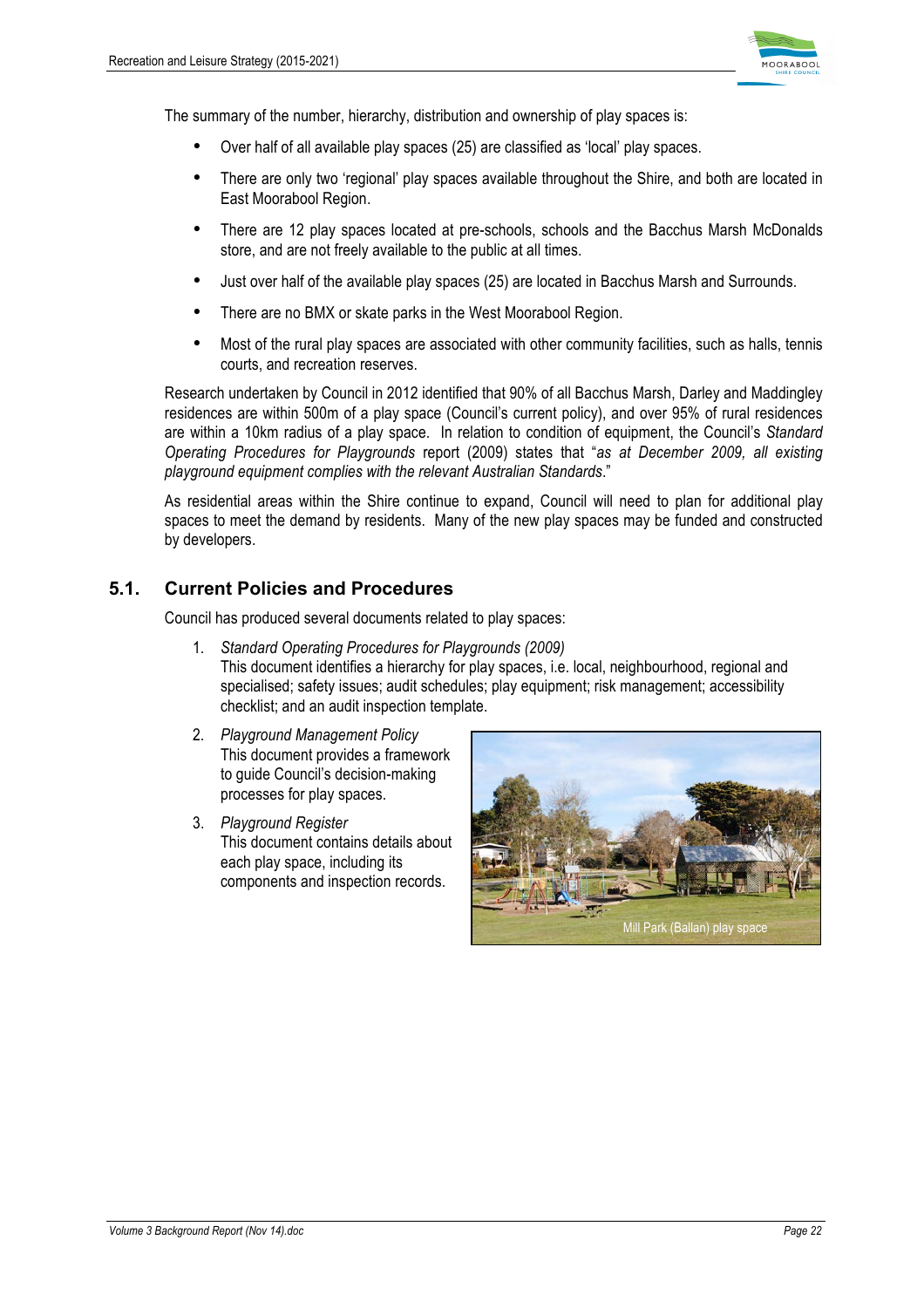The summary of the number, hierarchy, distribution and ownership of play spaces is:

- Over half of all available play spaces (25) are classified as 'local' play spaces.
- There are only two 'regional' play spaces available throughout the Shire, and both are located in East Moorabool Region.
- There are 12 play spaces located at pre-schools, schools and the Bacchus Marsh McDonalds store, and are not freely available to the public at all times.
- Just over half of the available play spaces (25) are located in Bacchus Marsh and Surrounds.
- There are no BMX or skate parks in the West Moorabool Region.
- Most of the rural play spaces are associated with other community facilities, such as halls, tennis courts, and recreation reserves.

Research undertaken by Council in 2012 identified that 90% of all Bacchus Marsh, Darley and Maddingley residences are within 500m of a play space (Council's current policy), and over 95% of rural residences are within a 10km radius of a play space. In relation to condition of equipment, the Council's *Standard Operating Procedures for Playgrounds* report (2009) states that "*as at December 2009, all existing playground equipment complies with the relevant Australian Standards*."

As residential areas within the Shire continue to expand, Council will need to plan for additional play spaces to meet the demand by residents. Many of the new play spaces may be funded and constructed by developers.

## 5.1. Current Policies and Procedures

Council has produced several documents related to play spaces:

1. *Standard Operating Procedures for Playgrounds (2009)*
   This document identifies a hierarchy for play spaces, i.e. local, neighbourhood, regional and specialised; safety issues; audit schedules; play equipment; risk management; accessibility checklist; and an audit inspection template.
2. *Playground Management Policy*
   This document provides a framework to guide Council's decision-making processes for play spaces.
3. *Playground Register*
   This document contains details about each play space, including its components and inspection records.

Mill Park (Ballan) play space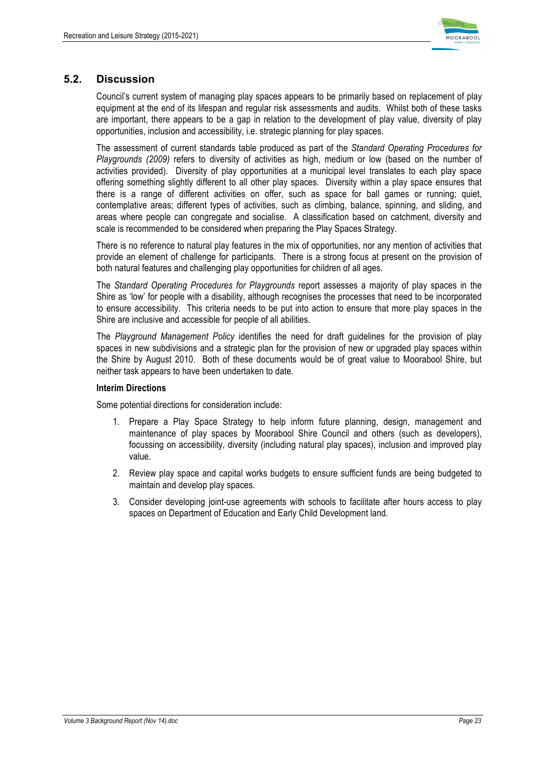## 5.2. Discussion

Council's current system of managing play spaces appears to be primarily based on replacement of play equipment at the end of its lifespan and regular risk assessments and audits. Whilst both of these tasks are important, there appears to be a gap in relation to the development of play value, diversity of play opportunities, inclusion and accessibility, i.e. strategic planning for play spaces.

The assessment of current standards table produced as part of the *Standard Operating Procedures for Playgrounds (2009)* refers to diversity of activities as high, medium or low (based on the number of activities provided). Diversity of play opportunities at a municipal level translates to each play space offering something slightly different to all other play spaces. Diversity within a play space ensures that there is a range of different activities on offer, such as space for ball games or running; quiet, contemplative areas; different types of activities, such as climbing, balance, spinning, and sliding, and areas where people can congregate and socialise. A classification based on catchment, diversity and scale is recommended to be considered when preparing the Play Spaces Strategy.

There is no reference to natural play features in the mix of opportunities, nor any mention of activities that provide an element of challenge for participants. There is a strong focus at present on the provision of both natural features and challenging play opportunities for children of all ages.

The *Standard Operating Procedures for Playgrounds* report assesses a majority of play spaces in the Shire as 'low' for people with a disability, although recognises the processes that need to be incorporated to ensure accessibility. This criteria needs to be put into action to ensure that more play spaces in the Shire are inclusive and accessible for people of all abilities.

The *Playground Management Policy* identifies the need for draft guidelines for the provision of play spaces in new subdivisions and a strategic plan for the provision of new or upgraded play spaces within the Shire by August 2010. Both of these documents would be of great value to Moorabool Shire, but neither task appears to have been undertaken to date.

**Interim Directions**

Some potential directions for consideration include:

1. Prepare a Play Space Strategy to help inform future planning, design, management and maintenance of play spaces by Moorabool Shire Council and others (such as developers), focussing on accessibility, diversity (including natural play spaces), inclusion and improved play value.
2. Review play space and capital works budgets to ensure sufficient funds are being budgeted to maintain and develop play spaces.
3. Consider developing joint-use agreements with schools to facilitate after hours access to play spaces on Department of Education and Early Child Development land.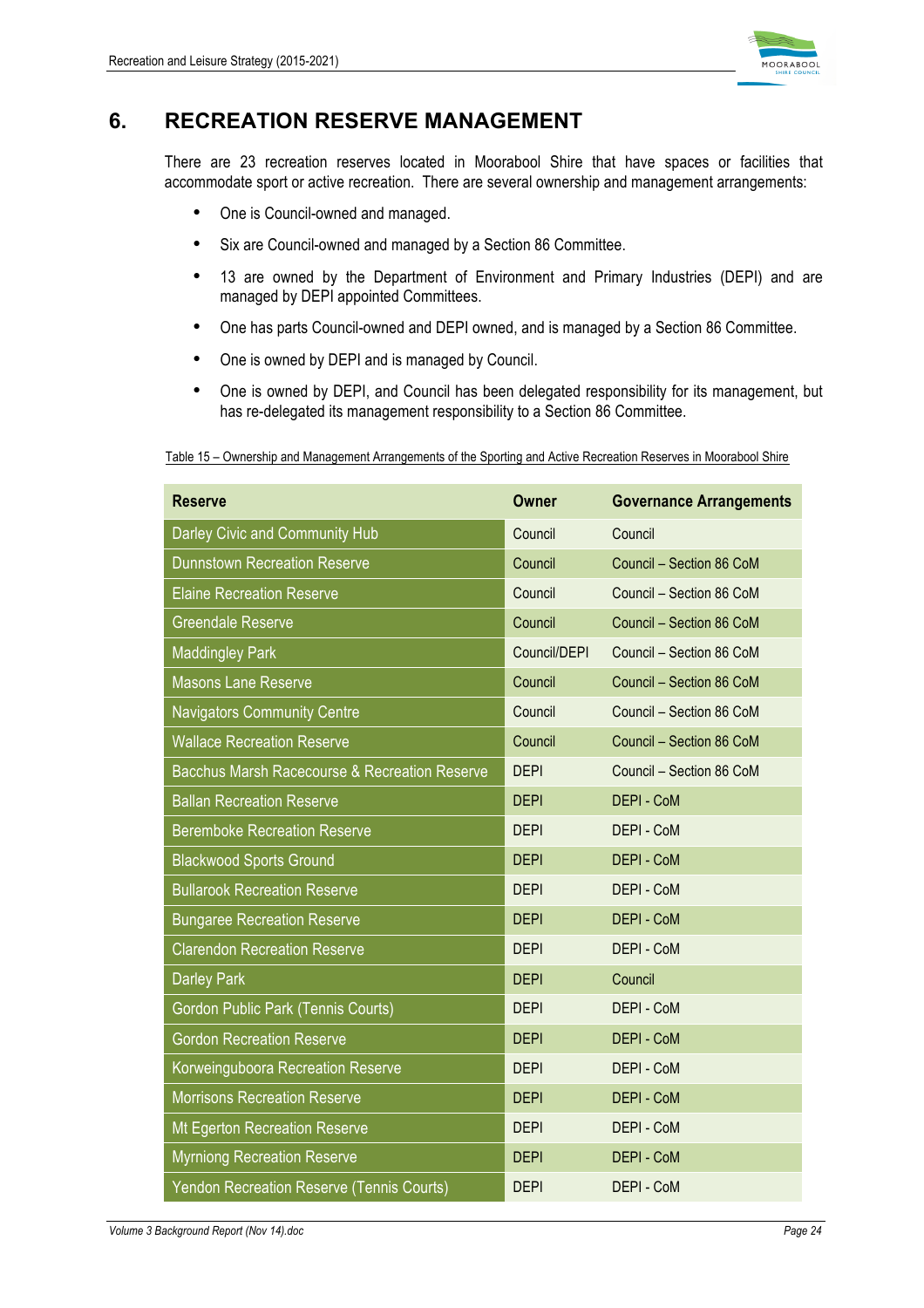# 6. RECREATION RESERVE MANAGEMENT

There are 23 recreation reserves located in Moorabool Shire that have spaces or facilities that accommodate sport or active recreation. There are several ownership and management arrangements:

- One is Council-owned and managed.
- Six are Council-owned and managed by a Section 86 Committee.
- 13 are owned by the Department of Environment and Primary Industries (DEPI) and are managed by DEPI appointed Committees.
- One has parts Council-owned and DEPI owned, and is managed by a Section 86 Committee.
- One is owned by DEPI and is managed by Council.
- One is owned by DEPI, and Council has been delegated responsibility for its management, but has re-delegated its management responsibility to a Section 86 Committee.

Table 15 – Ownership and Management Arrangements of the Sporting and Active Recreation Reserves in Moorabool Shire

| Reserve | Owner | Governance Arrangements |
|---|---|---|
| Darley Civic and Community Hub | Council | Council |
| Dunnstown Recreation Reserve | Council | Council – Section 86 CoM |
| Elaine Recreation Reserve | Council | Council – Section 86 CoM |
| Greendale Reserve | Council | Council – Section 86 CoM |
| Maddingley Park | Council/DEPI | Council – Section 86 CoM |
| Masons Lane Reserve | Council | Council – Section 86 CoM |
| Navigators Community Centre | Council | Council – Section 86 CoM |
| Wallace Recreation Reserve | Council | Council – Section 86 CoM |
| Bacchus Marsh Racecourse & Recreation Reserve | DEPI | Council – Section 86 CoM |
| Ballan Recreation Reserve | DEPI | DEPI - CoM |
| Beremboke Recreation Reserve | DEPI | DEPI - CoM |
| Blackwood Sports Ground | DEPI | DEPI - CoM |
| Bullarook Recreation Reserve | DEPI | DEPI - CoM |
| Bungaree Recreation Reserve | DEPI | DEPI - CoM |
| Clarendon Recreation Reserve | DEPI | DEPI - CoM |
| Darley Park | DEPI | Council |
| Gordon Public Park (Tennis Courts) | DEPI | DEPI - CoM |
| Gordon Recreation Reserve | DEPI | DEPI - CoM |
| Korweinguboora Recreation Reserve | DEPI | DEPI - CoM |
| Morrisons Recreation Reserve | DEPI | DEPI - CoM |
| Mt Egerton Recreation Reserve | DEPI | DEPI - CoM |
| Myrniong Recreation Reserve | DEPI | DEPI - CoM |
| Yendon Recreation Reserve (Tennis Courts) | DEPI | DEPI - CoM |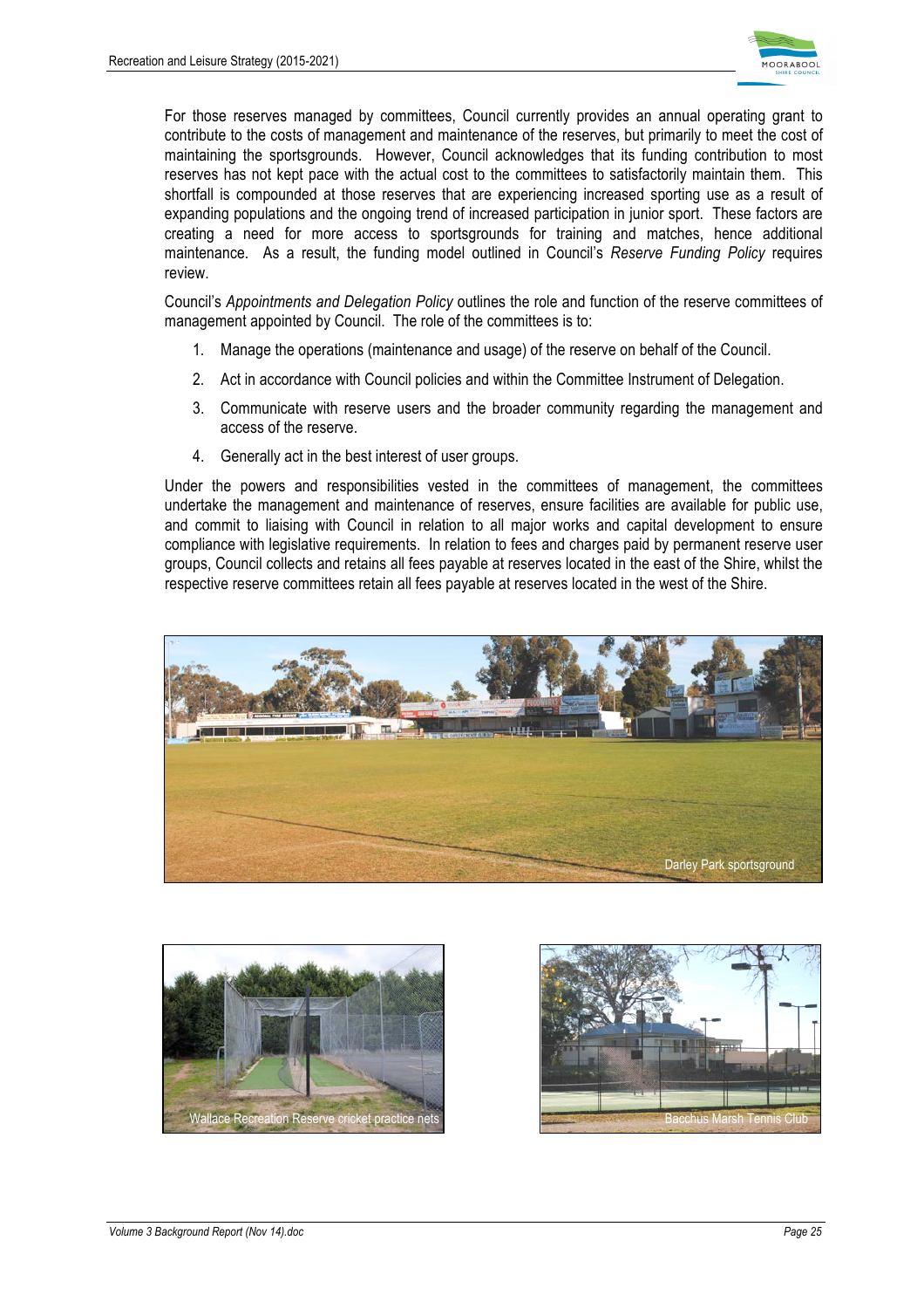For those reserves managed by committees, Council currently provides an annual operating grant to contribute to the costs of management and maintenance of the reserves, but primarily to meet the cost of maintaining the sportsgrounds. However, Council acknowledges that its funding contribution to most reserves has not kept pace with the actual cost to the committees to satisfactorily maintain them. This shortfall is compounded at those reserves that are experiencing increased sporting use as a result of expanding populations and the ongoing trend of increased participation in junior sport. These factors are creating a need for more access to sportsgrounds for training and matches, hence additional maintenance. As a result, the funding model outlined in Council's *Reserve Funding Policy* requires review.

Council's *Appointments and Delegation Policy* outlines the role and function of the reserve committees of management appointed by Council. The role of the committees is to:

1. Manage the operations (maintenance and usage) of the reserve on behalf of the Council.
2. Act in accordance with Council policies and within the Committee Instrument of Delegation.
3. Communicate with reserve users and the broader community regarding the management and access of the reserve.
4. Generally act in the best interest of user groups.

Under the powers and responsibilities vested in the committees of management, the committees undertake the management and maintenance of reserves, ensure facilities are available for public use, and commit to liaising with Council in relation to all major works and capital development to ensure compliance with legislative requirements. In relation to fees and charges paid by permanent reserve user groups, Council collects and retains all fees payable at reserves located in the east of the Shire, whilst the respective reserve committees retain all fees payable at reserves located in the west of the Shire.

Darley Park sportsground

Wallace Recreation Reserve cricket practice nets

Bacchus Marsh Tennis Club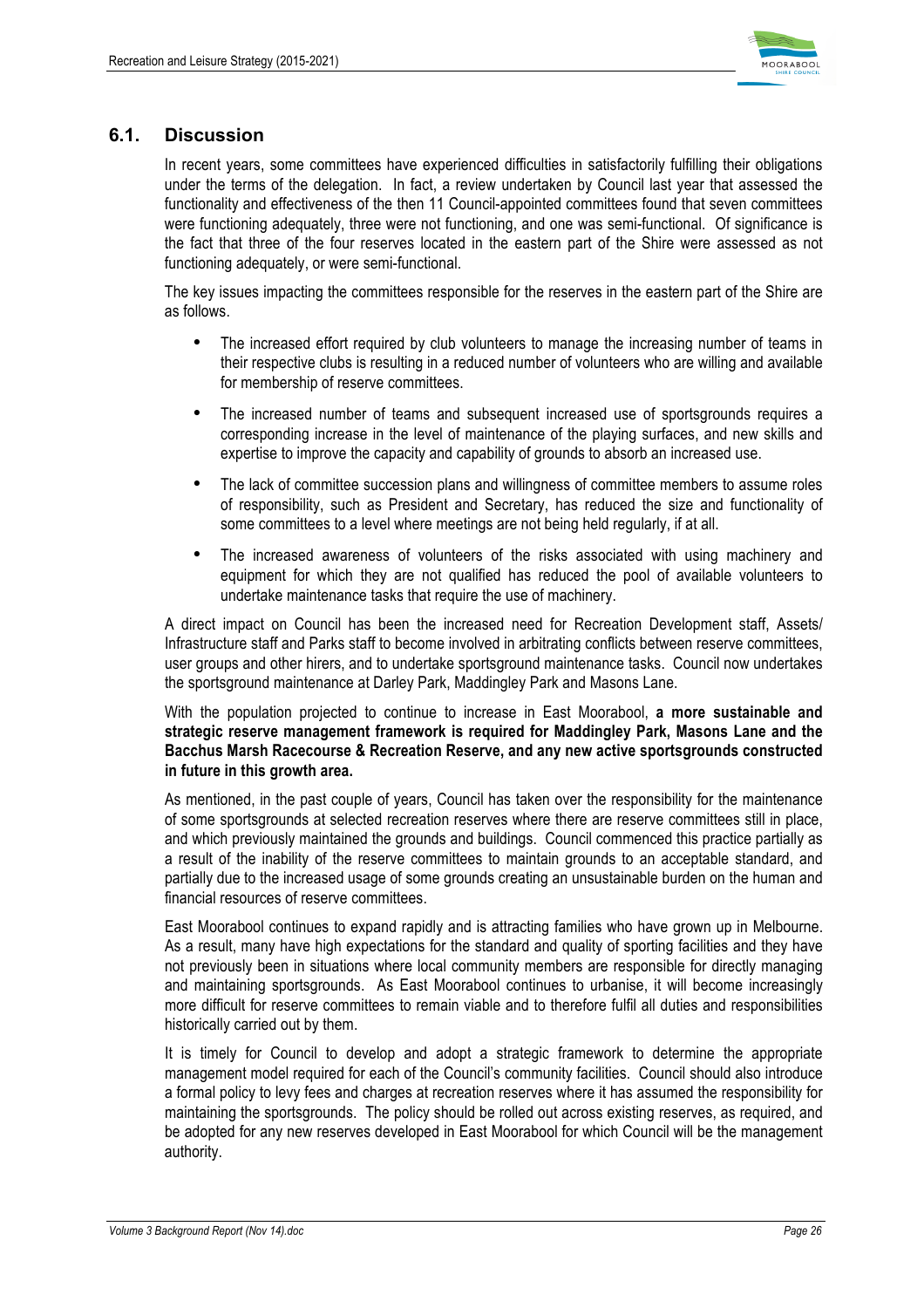## 6.1. Discussion

In recent years, some committees have experienced difficulties in satisfactorily fulfilling their obligations under the terms of the delegation. In fact, a review undertaken by Council last year that assessed the functionality and effectiveness of the then 11 Council-appointed committees found that seven committees were functioning adequately, three were not functioning, and one was semi-functional. Of significance is the fact that three of the four reserves located in the eastern part of the Shire were assessed as not functioning adequately, or were semi-functional.

The key issues impacting the committees responsible for the reserves in the eastern part of the Shire are as follows.

- The increased effort required by club volunteers to manage the increasing number of teams in their respective clubs is resulting in a reduced number of volunteers who are willing and available for membership of reserve committees.
- The increased number of teams and subsequent increased use of sportsgrounds requires a corresponding increase in the level of maintenance of the playing surfaces, and new skills and expertise to improve the capacity and capability of grounds to absorb an increased use.
- The lack of committee succession plans and willingness of committee members to assume roles of responsibility, such as President and Secretary, has reduced the size and functionality of some committees to a level where meetings are not being held regularly, if at all.
- The increased awareness of volunteers of the risks associated with using machinery and equipment for which they are not qualified has reduced the pool of available volunteers to undertake maintenance tasks that require the use of machinery.

A direct impact on Council has been the increased need for Recreation Development staff, Assets/ Infrastructure staff and Parks staff to become involved in arbitrating conflicts between reserve committees, user groups and other hirers, and to undertake sportsground maintenance tasks. Council now undertakes the sportsground maintenance at Darley Park, Maddingley Park and Masons Lane.

With the population projected to continue to increase in East Moorabool, **a more sustainable and strategic reserve management framework is required for Maddingley Park, Masons Lane and the Bacchus Marsh Racecourse & Recreation Reserve, and any new active sportsgrounds constructed in future in this growth area.**

As mentioned, in the past couple of years, Council has taken over the responsibility for the maintenance of some sportsgrounds at selected recreation reserves where there are reserve committees still in place, and which previously maintained the grounds and buildings. Council commenced this practice partially as a result of the inability of the reserve committees to maintain grounds to an acceptable standard, and partially due to the increased usage of some grounds creating an unsustainable burden on the human and financial resources of reserve committees.

East Moorabool continues to expand rapidly and is attracting families who have grown up in Melbourne. As a result, many have high expectations for the standard and quality of sporting facilities and they have not previously been in situations where local community members are responsible for directly managing and maintaining sportsgrounds. As East Moorabool continues to urbanise, it will become increasingly more difficult for reserve committees to remain viable and to therefore fulfil all duties and responsibilities historically carried out by them.

It is timely for Council to develop and adopt a strategic framework to determine the appropriate management model required for each of the Council's community facilities. Council should also introduce a formal policy to levy fees and charges at recreation reserves where it has assumed the responsibility for maintaining the sportsgrounds. The policy should be rolled out across existing reserves, as required, and be adopted for any new reserves developed in East Moorabool for which Council will be the management authority.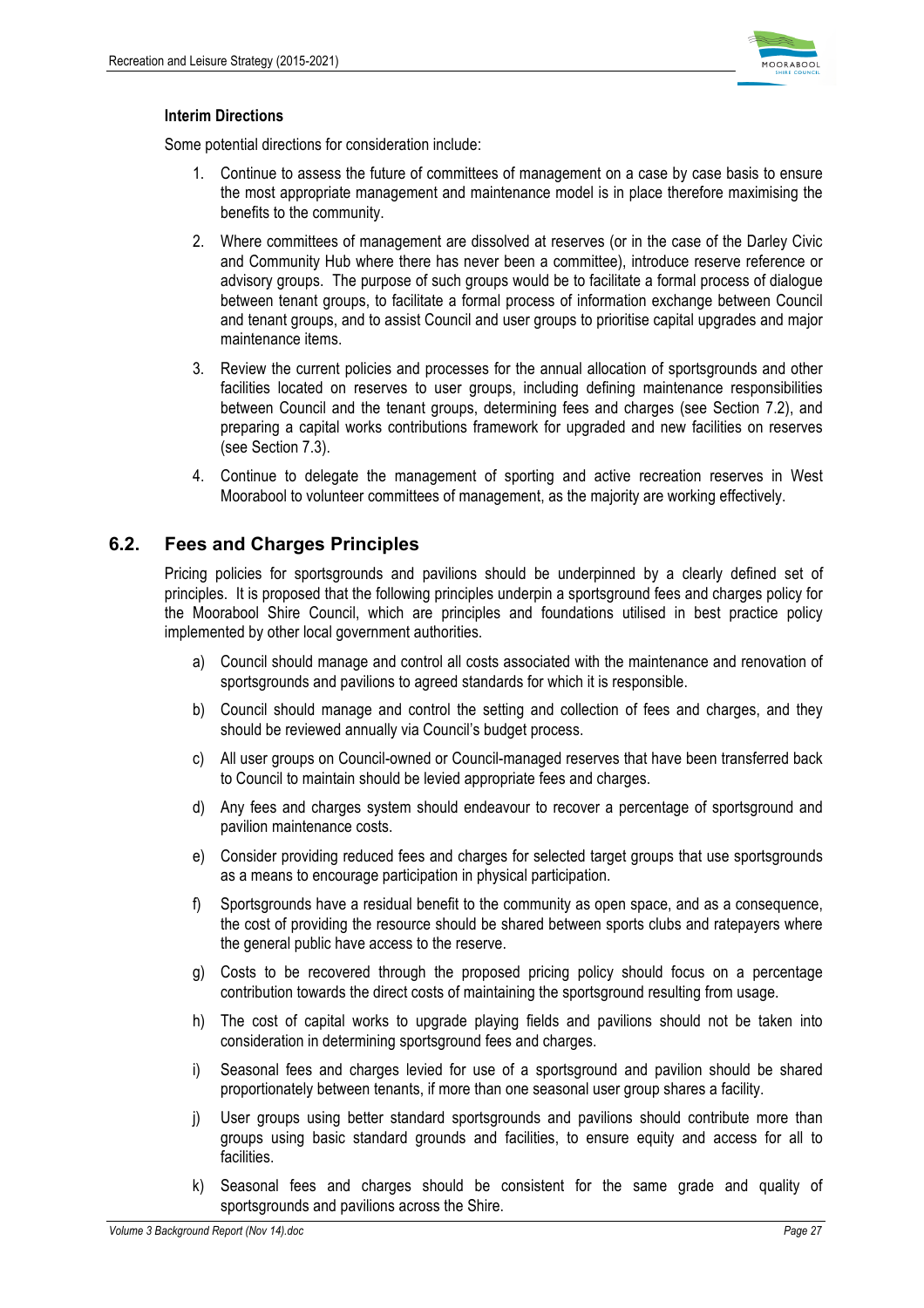#### Interim Directions

Some potential directions for consideration include:

1. Continue to assess the future of committees of management on a case by case basis to ensure the most appropriate management and maintenance model is in place therefore maximising the benefits to the community.
2. Where committees of management are dissolved at reserves (or in the case of the Darley Civic and Community Hub where there has never been a committee), introduce reserve reference or advisory groups. The purpose of such groups would be to facilitate a formal process of dialogue between tenant groups, to facilitate a formal process of information exchange between Council and tenant groups, and to assist Council and user groups to prioritise capital upgrades and major maintenance items.
3. Review the current policies and processes for the annual allocation of sportsgrounds and other facilities located on reserves to user groups, including defining maintenance responsibilities between Council and the tenant groups, determining fees and charges (see Section 7.2), and preparing a capital works contributions framework for upgraded and new facilities on reserves (see Section 7.3).
4. Continue to delegate the management of sporting and active recreation reserves in West Moorabool to volunteer committees of management, as the majority are working effectively.

## 6.2. Fees and Charges Principles

Pricing policies for sportsgrounds and pavilions should be underpinned by a clearly defined set of principles. It is proposed that the following principles underpin a sportsground fees and charges policy for the Moorabool Shire Council, which are principles and foundations utilised in best practice policy implemented by other local government authorities.

a) Council should manage and control all costs associated with the maintenance and renovation of sportsgrounds and pavilions to agreed standards for which it is responsible.

b) Council should manage and control the setting and collection of fees and charges, and they should be reviewed annually via Council's budget process.

c) All user groups on Council-owned or Council-managed reserves that have been transferred back to Council to maintain should be levied appropriate fees and charges.

d) Any fees and charges system should endeavour to recover a percentage of sportsground and pavilion maintenance costs.

e) Consider providing reduced fees and charges for selected target groups that use sportsgrounds as a means to encourage participation in physical participation.

f) Sportsgrounds have a residual benefit to the community as open space, and as a consequence, the cost of providing the resource should be shared between sports clubs and ratepayers where the general public have access to the reserve.

g) Costs to be recovered through the proposed pricing policy should focus on a percentage contribution towards the direct costs of maintaining the sportsground resulting from usage.

h) The cost of capital works to upgrade playing fields and pavilions should not be taken into consideration in determining sportsground fees and charges.

i) Seasonal fees and charges levied for use of a sportsground and pavilion should be shared proportionately between tenants, if more than one seasonal user group shares a facility.

j) User groups using better standard sportsgrounds and pavilions should contribute more than groups using basic standard grounds and facilities, to ensure equity and access for all to facilities.

k) Seasonal fees and charges should be consistent for the same grade and quality of sportsgrounds and pavilions across the Shire.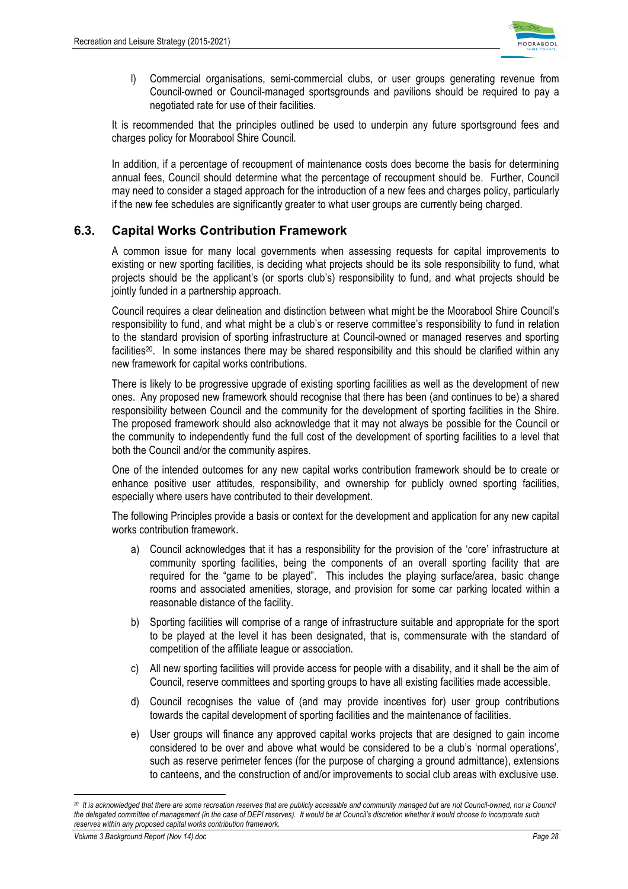l) Commercial organisations, semi-commercial clubs, or user groups generating revenue from Council-owned or Council-managed sportsgrounds and pavilions should be required to pay a negotiated rate for use of their facilities.

It is recommended that the principles outlined be used to underpin any future sportsground fees and charges policy for Moorabool Shire Council.

In addition, if a percentage of recoupment of maintenance costs does become the basis for determining annual fees, Council should determine what the percentage of recoupment should be. Further, Council may need to consider a staged approach for the introduction of a new fees and charges policy, particularly if the new fee schedules are significantly greater to what user groups are currently being charged.

## 6.3. Capital Works Contribution Framework

A common issue for many local governments when assessing requests for capital improvements to existing or new sporting facilities, is deciding what projects should be its sole responsibility to fund, what projects should be the applicant's (or sports club's) responsibility to fund, and what projects should be jointly funded in a partnership approach.

Council requires a clear delineation and distinction between what might be the Moorabool Shire Council's responsibility to fund, and what might be a club's or reserve committee's responsibility to fund in relation to the standard provision of sporting infrastructure at Council-owned or managed reserves and sporting facilities[20]. In some instances there may be shared responsibility and this should be clarified within any new framework for capital works contributions.

There is likely to be progressive upgrade of existing sporting facilities as well as the development of new ones. Any proposed new framework should recognise that there has been (and continues to be) a shared responsibility between Council and the community for the development of sporting facilities in the Shire. The proposed framework should also acknowledge that it may not always be possible for the Council or the community to independently fund the full cost of the development of sporting facilities to a level that both the Council and/or the community aspires.

One of the intended outcomes for any new capital works contribution framework should be to create or enhance positive user attitudes, responsibility, and ownership for publicly owned sporting facilities, especially where users have contributed to their development.

The following Principles provide a basis or context for the development and application for any new capital works contribution framework.

a) Council acknowledges that it has a responsibility for the provision of the 'core' infrastructure at community sporting facilities, being the components of an overall sporting facility that are required for the "game to be played". This includes the playing surface/area, basic change rooms and associated amenities, storage, and provision for some car parking located within a reasonable distance of the facility.

b) Sporting facilities will comprise of a range of infrastructure suitable and appropriate for the sport to be played at the level it has been designated, that is, commensurate with the standard of competition of the affiliate league or association.

c) All new sporting facilities will provide access for people with a disability, and it shall be the aim of Council, reserve committees and sporting groups to have all existing facilities made accessible.

d) Council recognises the value of (and may provide incentives for) user group contributions towards the capital development of sporting facilities and the maintenance of facilities.

e) User groups will finance any approved capital works projects that are designed to gain income considered to be over and above what would be considered to be a club's 'normal operations', such as reserve perimeter fences (for the purpose of charging a ground admittance), extensions to canteens, and the construction of and/or improvements to social club areas with exclusive use.

---

*[20] It is acknowledged that there are some recreation reserves that are publicly accessible and community managed but are not Council-owned, nor is Council the delegated committee of management (in the case of DEPI reserves). It would be at Council's discretion whether it would choose to incorporate such reserves within any proposed capital works contribution framework.*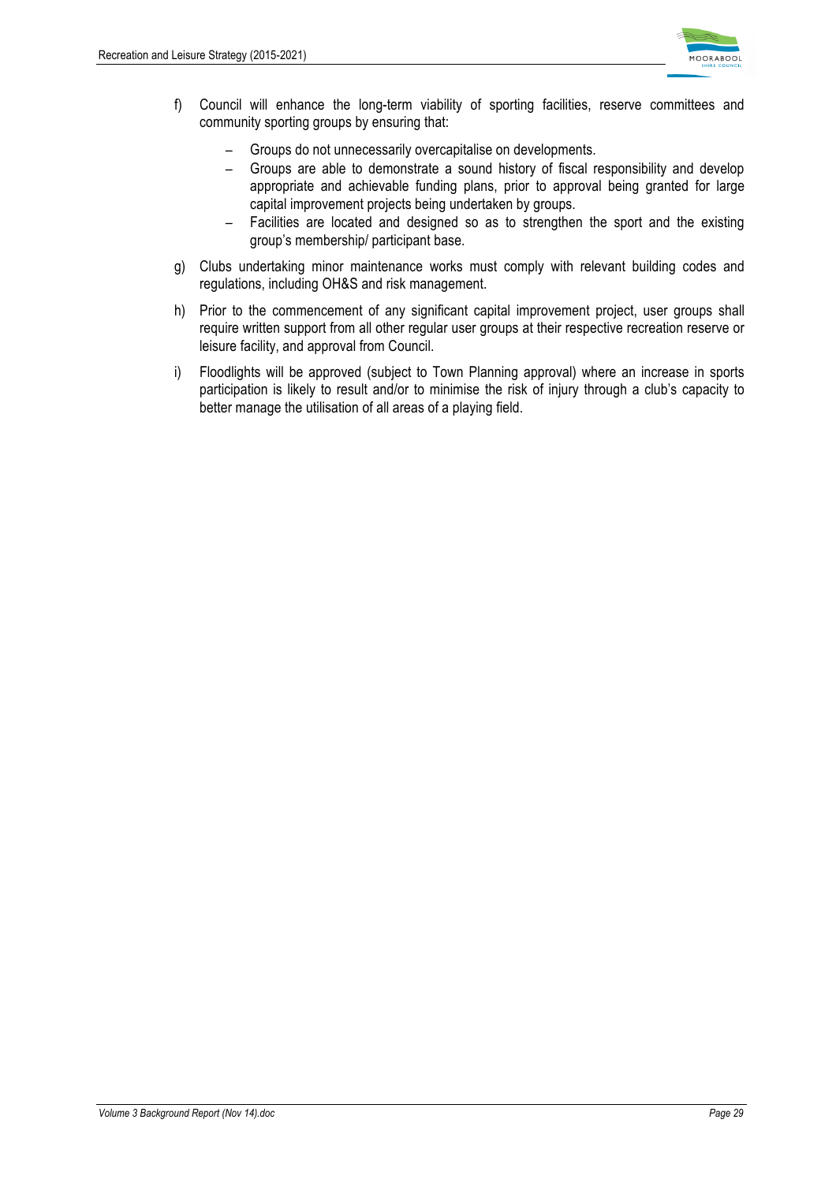f) Council will enhance the long-term viability of sporting facilities, reserve committees and community sporting groups by ensuring that:

   – Groups do not unnecessarily overcapitalise on developments.
   – Groups are able to demonstrate a sound history of fiscal responsibility and develop appropriate and achievable funding plans, prior to approval being granted for large capital improvement projects being undertaken by groups.
   – Facilities are located and designed so as to strengthen the sport and the existing group's membership/ participant base.

g) Clubs undertaking minor maintenance works must comply with relevant building codes and regulations, including OH&S and risk management.

h) Prior to the commencement of any significant capital improvement project, user groups shall require written support from all other regular user groups at their respective recreation reserve or leisure facility, and approval from Council.

i) Floodlights will be approved (subject to Town Planning approval) where an increase in sports participation is likely to result and/or to minimise the risk of injury through a club's capacity to better manage the utilisation of all areas of a playing field.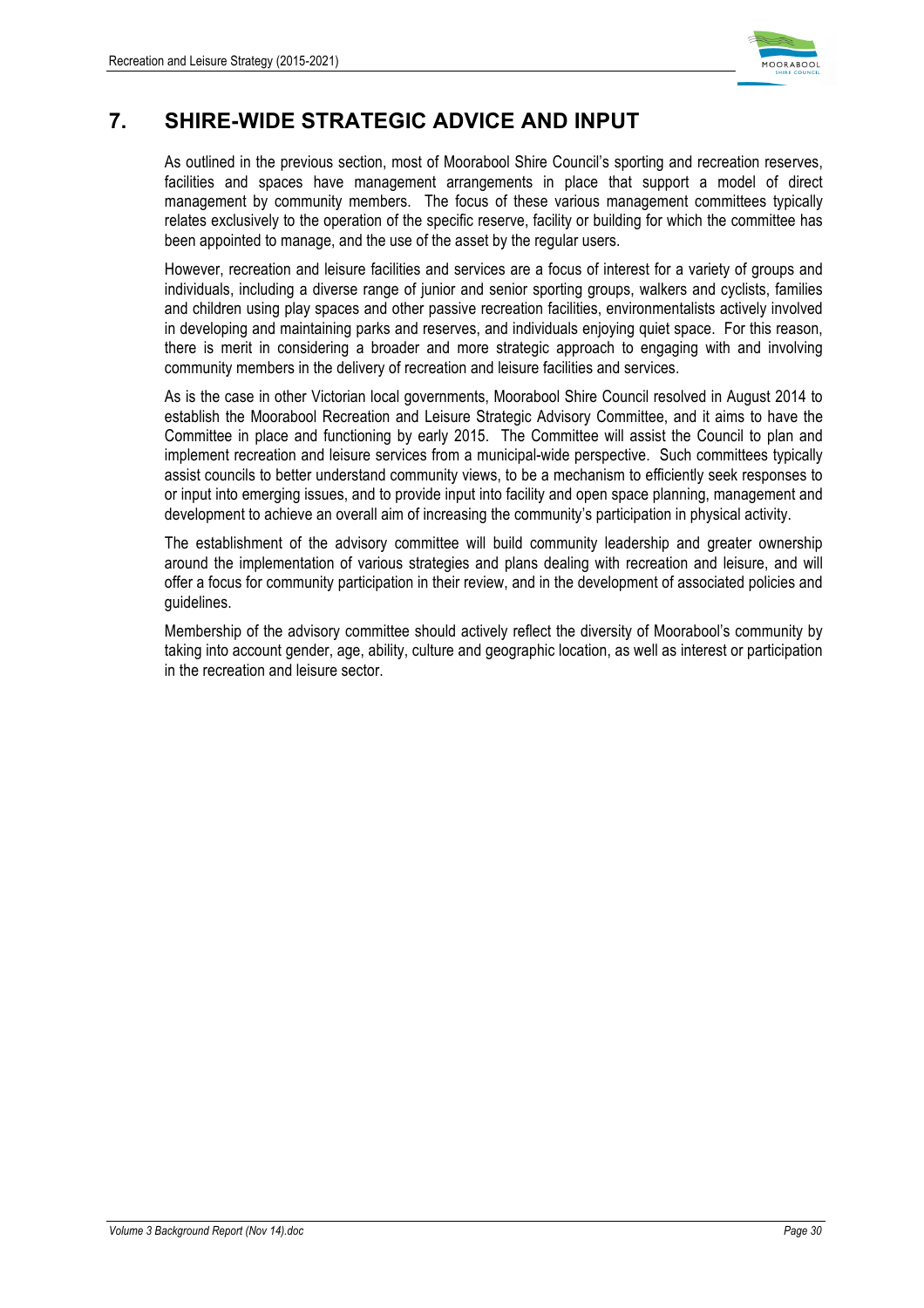# 7. SHIRE-WIDE STRATEGIC ADVICE AND INPUT

As outlined in the previous section, most of Moorabool Shire Council's sporting and recreation reserves, facilities and spaces have management arrangements in place that support a model of direct management by community members. The focus of these various management committees typically relates exclusively to the operation of the specific reserve, facility or building for which the committee has been appointed to manage, and the use of the asset by the regular users.

However, recreation and leisure facilities and services are a focus of interest for a variety of groups and individuals, including a diverse range of junior and senior sporting groups, walkers and cyclists, families and children using play spaces and other passive recreation facilities, environmentalists actively involved in developing and maintaining parks and reserves, and individuals enjoying quiet space. For this reason, there is merit in considering a broader and more strategic approach to engaging with and involving community members in the delivery of recreation and leisure facilities and services.

As is the case in other Victorian local governments, Moorabool Shire Council resolved in August 2014 to establish the Moorabool Recreation and Leisure Strategic Advisory Committee, and it aims to have the Committee in place and functioning by early 2015. The Committee will assist the Council to plan and implement recreation and leisure services from a municipal-wide perspective. Such committees typically assist councils to better understand community views, to be a mechanism to efficiently seek responses to or input into emerging issues, and to provide input into facility and open space planning, management and development to achieve an overall aim of increasing the community's participation in physical activity.

The establishment of the advisory committee will build community leadership and greater ownership around the implementation of various strategies and plans dealing with recreation and leisure, and will offer a focus for community participation in their review, and in the development of associated policies and guidelines.

Membership of the advisory committee should actively reflect the diversity of Moorabool's community by taking into account gender, age, ability, culture and geographic location, as well as interest or participation in the recreation and leisure sector.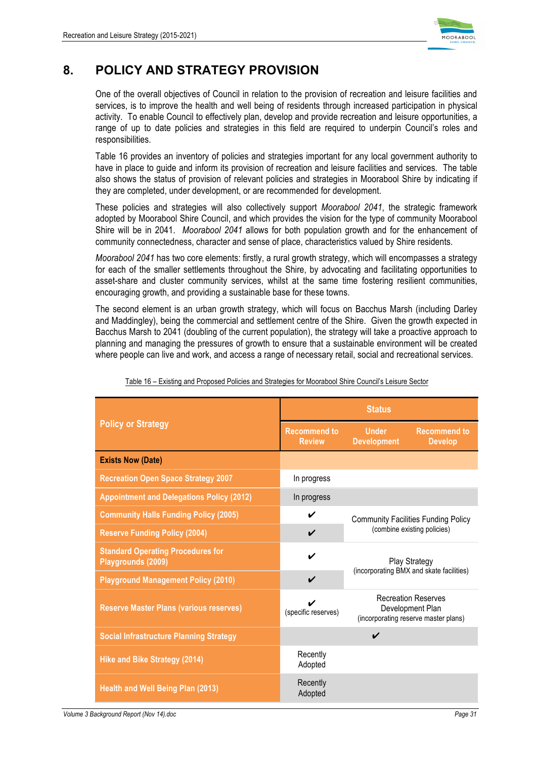# 8. POLICY AND STRATEGY PROVISION

One of the overall objectives of Council in relation to the provision of recreation and leisure facilities and services, is to improve the health and well being of residents through increased participation in physical activity. To enable Council to effectively plan, develop and provide recreation and leisure opportunities, a range of up to date policies and strategies in this field are required to underpin Council's roles and responsibilities.

Table 16 provides an inventory of policies and strategies important for any local government authority to have in place to guide and inform its provision of recreation and leisure facilities and services. The table also shows the status of provision of relevant policies and strategies in Moorabool Shire by indicating if they are completed, under development, or are recommended for development.

These policies and strategies will also collectively support *Moorabool 2041*, the strategic framework adopted by Moorabool Shire Council, and which provides the vision for the type of community Moorabool Shire will be in 2041. *Moorabool 2041* allows for both population growth and for the enhancement of community connectedness, character and sense of place, characteristics valued by Shire residents.

*Moorabool 2041* has two core elements: firstly, a rural growth strategy, which will encompasses a strategy for each of the smaller settlements throughout the Shire, by advocating and facilitating opportunities to asset-share and cluster community services, whilst at the same time fostering resilient communities, encouraging growth, and providing a sustainable base for these towns.

The second element is an urban growth strategy, which will focus on Bacchus Marsh (including Darley and Maddingley), being the commercial and settlement centre of the Shire. Given the growth expected in Bacchus Marsh to 2041 (doubling of the current population), the strategy will take a proactive approach to planning and managing the pressures of growth to ensure that a sustainable environment will be created where people can live and work, and access a range of necessary retail, social and recreational services.

Table 16 – Existing and Proposed Policies and Strategies for Moorabool Shire Council's Leisure Sector

| Policy or Strategy | Status | | |
|---|---|---|---|
| | Recommend to Review | Under Development | Recommend to Develop |
| **Exists Now (Date)** | | | |
| Recreation Open Space Strategy 2007 | In progress | | |
| Appointment and Delegations Policy (2012) | In progress | | |
| Community Halls Funding Policy (2005) | ✔ | Community Facilities Funding Policy (combine existing policies) | |
| Reserve Funding Policy (2004) | ✔ | | |
| Standard Operating Procedures for Playgrounds (2009) | ✔ | Play Strategy (incorporating BMX and skate facilities) | |
| Playground Management Policy (2010) | ✔ | | |
| Reserve Master Plans (various reserves) | ✔ (specific reserves) | Recreation Reserves Development Plan (incorporating reserve master plans) | |
| Social Infrastructure Planning Strategy | | ✔ | |
| Hike and Bike Strategy (2014) | Recently Adopted | | |
| Health and Well Being Plan (2013) | Recently Adopted | | |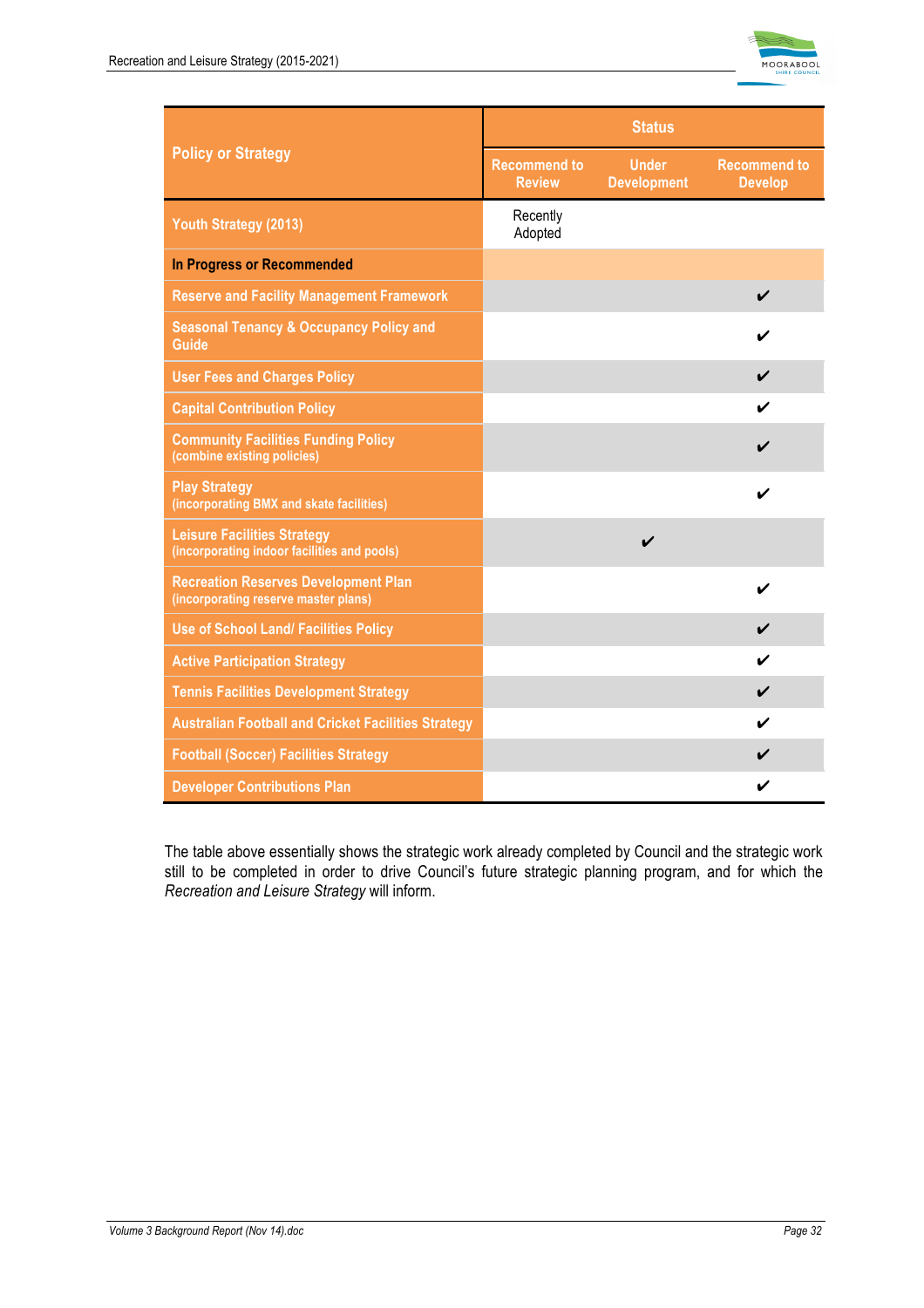| Policy or Strategy | Status | | |
|---|---|---|---|
| | Recommend to Review | Under Development | Recommend to Develop |
| Youth Strategy (2013) | Recently Adopted | | |
| **In Progress or Recommended** | | | |
| Reserve and Facility Management Framework | | | ✔ |
| Seasonal Tenancy & Occupancy Policy and Guide | | | ✔ |
| User Fees and Charges Policy | | | ✔ |
| Capital Contribution Policy | | | ✔ |
| Community Facilities Funding Policy (combine existing policies) | | | ✔ |
| Play Strategy (incorporating BMX and skate facilities) | | | ✔ |
| Leisure Facilities Strategy (incorporating indoor facilities and pools) | | ✔ | |
| Recreation Reserves Development Plan (incorporating reserve master plans) | | | ✔ |
| Use of School Land/ Facilities Policy | | | ✔ |
| Active Participation Strategy | | | ✔ |
| Tennis Facilities Development Strategy | | | ✔ |
| Australian Football and Cricket Facilities Strategy | | | ✔ |
| Football (Soccer) Facilities Strategy | | | ✔ |
| Developer Contributions Plan | | | ✔ |

The table above essentially shows the strategic work already completed by Council and the strategic work still to be completed in order to drive Council's future strategic planning program, and for which the *Recreation and Leisure Strategy* will inform.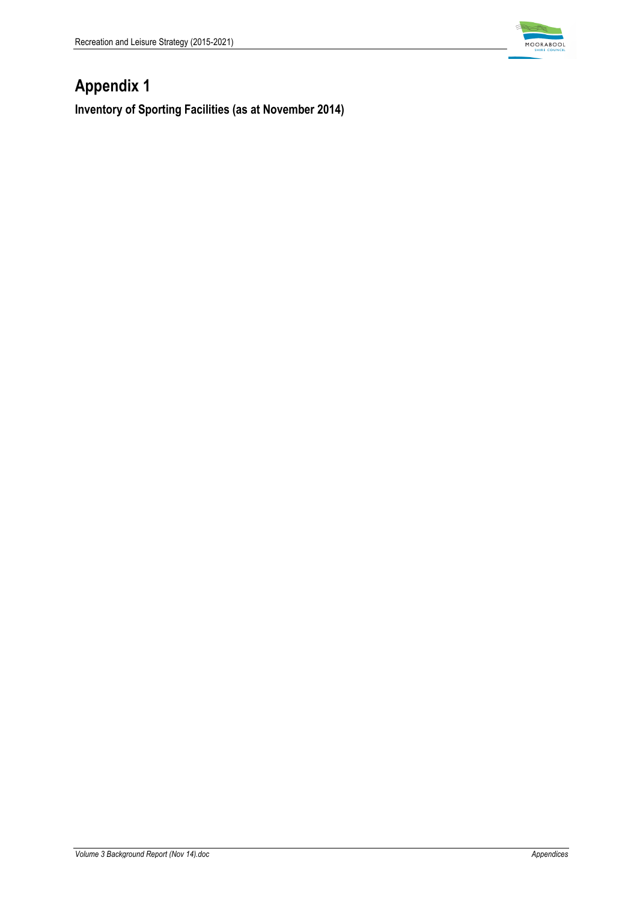# Appendix 1

**Inventory of Sporting Facilities (as at November 2014)**